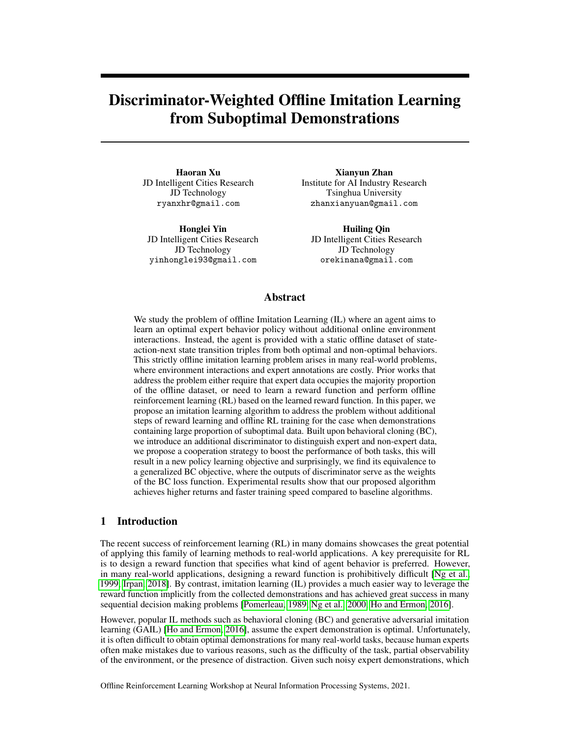# Discriminator-Weighted Offline Imitation Learning from Suboptimal Demonstrations

**Haoran Xu**
JD Intelligent Cities Research
JD Technology
ryanxhr@gmail.com

**Xianyun Zhan**
Institute for AI Industry Research
Tsinghua University
zhanxianyuan@gmail.com

**Honglei Yin**
JD Intelligent Cities Research
JD Technology
yinhonglei93@gmail.com

**Huiling Qin**
JD Intelligent Cities Research
JD Technology
orekinana@gmail.com

## Abstract

We study the problem of offline Imitation Learning (IL) where an agent aims to learn an optimal expert behavior policy without additional online environment interactions. Instead, the agent is provided with a static offline dataset of state-action-next state transition triples from both optimal and non-optimal behaviors. This strictly offline imitation learning problem arises in many real-world problems, where environment interactions and expert annotations are costly. Prior works that address the problem either require that expert data occupies the majority proportion of the offline dataset, or need to learn a reward function and perform offline reinforcement learning (RL) based on the learned reward function. In this paper, we propose an imitation learning algorithm to address the problem without additional steps of reward learning and offline RL training for the case when demonstrations containing large proportion of suboptimal data. Built upon behavioral cloning (BC), we introduce an additional discriminator to distinguish expert and non-expert data, we propose a cooperation strategy to boost the performance of both tasks, this will result in a new policy learning objective and surprisingly, we find its equivalence to a generalized BC objective, where the outputs of discriminator serve as the weights of the BC loss function. Experimental results show that our proposed algorithm achieves higher returns and faster training speed compared to baseline algorithms.

## 1 Introduction

The recent success of reinforcement learning (RL) in many domains showcases the great potential of applying this family of learning methods to real-world applications. A key prerequisite for RL is to design a reward function that specifies what kind of agent behavior is preferred. However, in many real-world applications, designing a reward function is prohibitively difficult [Ng et al., 1999, Irpan, 2018]. By contrast, imitation learning (IL) provides a much easier way to leverage the reward function implicitly from the collected demonstrations and has achieved great success in many sequential decision making problems [Pomerleau, 1989, Ng et al., 2000, Ho and Ermon, 2016].

However, popular IL methods such as behavioral cloning (BC) and generative adversarial imitation learning (GAIL) [Ho and Ermon, 2016], assume the expert demonstration is optimal. Unfortunately, it is often difficult to obtain optimal demonstrations for many real-world tasks, because human experts often make mistakes due to various reasons, such as the difficulty of the task, partial observability of the environment, or the presence of distraction. Given such noisy expert demonstrations, which

Offline Reinforcement Learning Workshop at Neural Information Processing Systems, 2021.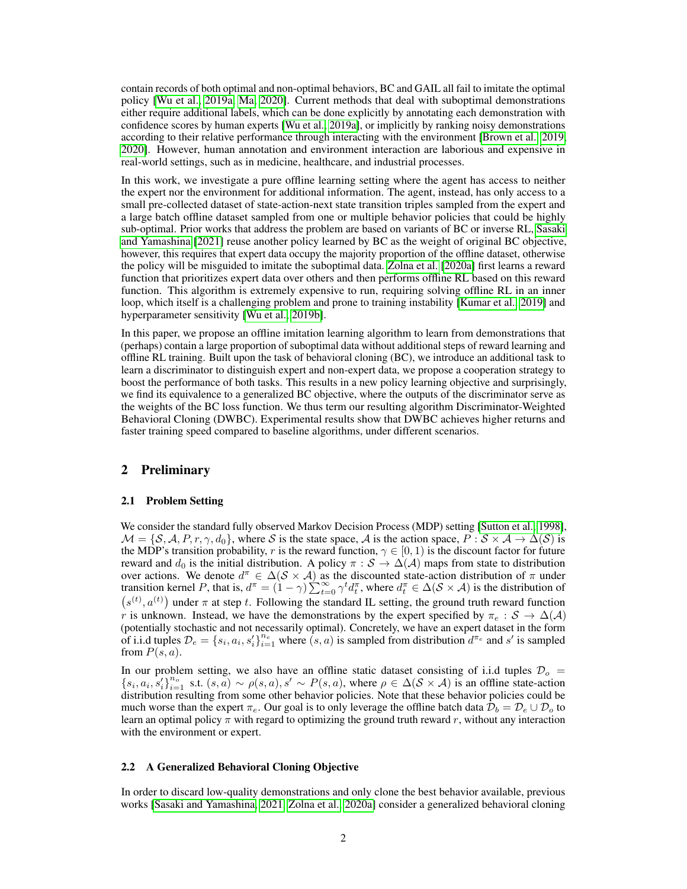contain records of both optimal and non-optimal behaviors, BC and GAIL all fail to imitate the optimal policy [Wu et al., 2019a, Ma, 2020]. Current methods that deal with suboptimal demonstrations either require additional labels, which can be done explicitly by annotating each demonstration with confidence scores by human experts [Wu et al., 2019a], or implicitly by ranking noisy demonstrations according to their relative performance through interacting with the environment [Brown et al., 2019, 2020]. However, human annotation and environment interaction are laborious and expensive in real-world settings, such as in medicine, healthcare, and industrial processes.

In this work, we investigate a pure offline learning setting where the agent has access to neither the expert nor the environment for additional information. The agent, instead, has only access to a small pre-collected dataset of state-action-next state transition triples sampled from the expert and a large batch offline dataset sampled from one or multiple behavior policies that could be highly sub-optimal. Prior works that address the problem are based on variants of BC or inverse RL, Sasaki and Yamashina [2021] reuse another policy learned by BC as the weight of original BC objective, however, this requires that expert data occupy the majority proportion of the offline dataset, otherwise the policy will be misguided to imitate the suboptimal data. Zolna et al. [2020a] first learns a reward function that prioritizes expert data over others and then performs offline RL based on this reward function. This algorithm is extremely expensive to run, requiring solving offline RL in an inner loop, which itself is a challenging problem and prone to training instability [Kumar et al., 2019] and hyperparameter sensitivity [Wu et al., 2019b].

In this paper, we propose an offline imitation learning algorithm to learn from demonstrations that (perhaps) contain a large proportion of suboptimal data without additional steps of reward learning and offline RL training. Built upon the task of behavioral cloning (BC), we introduce an additional task to learn a discriminator to distinguish expert and non-expert data, we propose a cooperation strategy to boost the performance of both tasks. This results in a new policy learning objective and surprisingly, we find its equivalence to a generalized BC objective, where the outputs of the discriminator serve as the weights of the BC loss function. We thus term our resulting algorithm Discriminator-Weighted Behavioral Cloning (DWBC). Experimental results show that DWBC achieves higher returns and faster training speed compared to baseline algorithms, under different scenarios.

## 2 Preliminary

### 2.1 Problem Setting

We consider the standard fully observed Markov Decision Process (MDP) setting [Sutton et al., 1998], $\mathcal{M} = \{\mathcal{S}, \mathcal{A}, P, r, \gamma, d_0\}$, where $\mathcal{S}$ is the state space, $\mathcal{A}$ is the action space, $P : \mathcal{S} \times \mathcal{A} \rightarrow \Delta(\mathcal{S})$ is the MDP's transition probability, $r$ is the reward function, $\gamma \in [0, 1)$ is the discount factor for future reward and $d_0$ is the initial distribution. A policy $\pi : \mathcal{S} \rightarrow \Delta(\mathcal{A})$ maps from state to distribution over actions. We denote $d^\pi \in \Delta(\mathcal{S} \times \mathcal{A})$ as the discounted state-action distribution of $\pi$ under transition kernel $P$, that is, $d^\pi = (1-\gamma)\sum_{t=0}^{\infty} \gamma^t d_t^\pi$, where $d_t^\pi \in \Delta(\mathcal{S} \times \mathcal{A})$ is the distribution of $\left(s^{(t)}, a^{(t)}\right)$ under $\pi$ at step $t$. Following the standard IL setting, the ground truth reward function $r$ is unknown. Instead, we have the demonstrations by the expert specified by $\pi_e : \mathcal{S} \rightarrow \Delta(\mathcal{A})$ (potentially stochastic and not necessarily optimal). Concretely, we have an expert dataset in the form of i.i.d tuples $\mathcal{D}_e = \{s_i, a_i, s'_i\}_{i=1}^{n_e}$ where $(s, a)$ is sampled from distribution $d^{\pi_e}$ and $s'$ is sampled from $P(s, a)$.

In our problem setting, we also have an offline static dataset consisting of i.i.d tuples $\mathcal{D}_o = \{s_i, a_i, s'_i\}_{i=1}^{n_o}$ s.t. $(s, a) \sim \rho(s, a), s' \sim P(s, a)$, where $\rho \in \Delta(\mathcal{S} \times \mathcal{A})$ is an offline state-action distribution resulting from some other behavior policies. Note that these behavior policies could be much worse than the expert $\pi_e$. Our goal is to only leverage the offline batch data $\mathcal{D}_b = \mathcal{D}_e \cup \mathcal{D}_o$ to learn an optimal policy $\pi$ with regard to optimizing the ground truth reward $r$, without any interaction with the environment or expert.

### 2.2 A Generalized Behavioral Cloning Objective

In order to discard low-quality demonstrations and only clone the best behavior available, previous works [Sasaki and Yamashina, 2021, Zolna et al., 2020a] consider a generalized behavioral cloning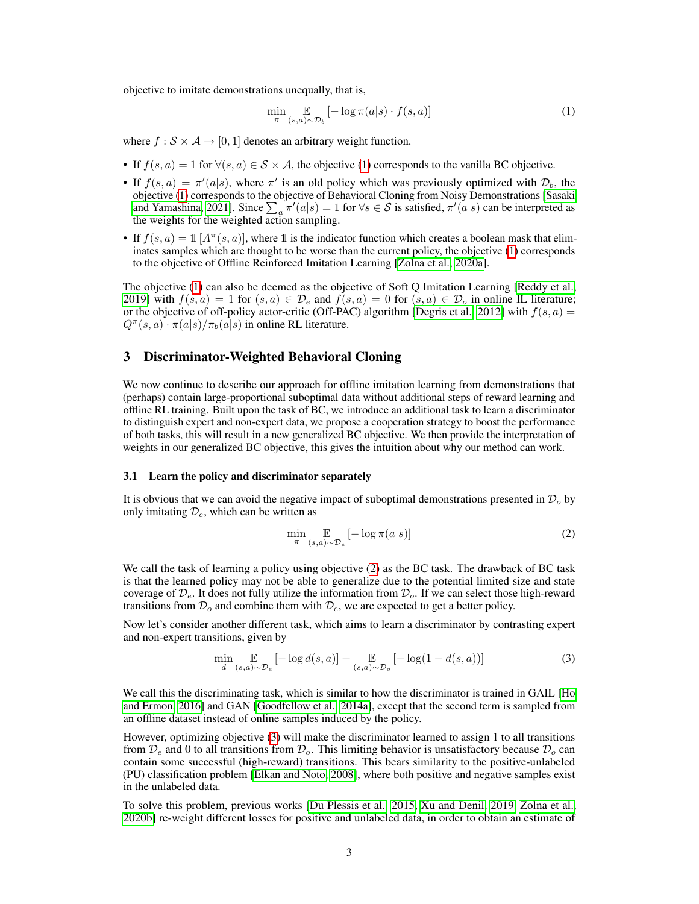objective to imitate demonstrations unequally, that is,

$$\min_{\pi} \mathop{\mathbb{E}}_{(s,a)\sim\mathcal{D}_b} [-\log \pi(a|s) \cdot f(s,a)] \tag{1}$$

where $f : \mathcal{S} \times \mathcal{A} \rightarrow [0, 1]$ denotes an arbitrary weight function.

- If $f(s, a) = 1$ for $\forall(s, a) \in \mathcal{S} \times \mathcal{A}$, the objective (1) corresponds to the vanilla BC objective.
- If $f(s, a) = \pi'(a|s)$, where $\pi'$ is an old policy which was previously optimized with $\mathcal{D}_b$, the objective (1) corresponds to the objective of Behavioral Cloning from Noisy Demonstrations [Sasaki and Yamashina, 2021]. Since $\sum_a \pi'(a|s) = 1$ for $\forall s \in \mathcal{S}$ is satisfied, $\pi'(a|s)$ can be interpreted as the weights for the weighted action sampling.
- If $f(s, a) = \mathbb{1}[A^{\pi}(s, a)]$, where $\mathbb{1}$ is the indicator function which creates a boolean mask that eliminates samples which are thought to be worse than the current policy, the objective (1) corresponds to the objective of Offline Reinforced Imitation Learning [Zolna et al., 2020a].

The objective (1) can also be deemed as the objective of Soft Q Imitation Learning [Reddy et al., 2019] with $f(s, a) = 1$ for $(s, a) \in \mathcal{D}_e$ and $f(s, a) = 0$ for $(s, a) \in \mathcal{D}_o$ in online IL literature; or the objective of off-policy actor-critic (Off-PAC) algorithm [Degris et al., 2012] with $f(s, a) = Q^{\pi}(s, a) \cdot \pi(a|s)/\pi_b(a|s)$ in online RL literature.

## 3 Discriminator-Weighted Behavioral Cloning

We now continue to describe our approach for offline imitation learning from demonstrations that (perhaps) contain large-proportional suboptimal data without additional steps of reward learning and offline RL training. Built upon the task of BC, we introduce an additional task to learn a discriminator to distinguish expert and non-expert data, we propose a cooperation strategy to boost the performance of both tasks, this will result in a new generalized BC objective. We then provide the interpretation of weights in our generalized BC objective, this gives the intuition about why our method can work.

### 3.1 Learn the policy and discriminator separately

It is obvious that we can avoid the negative impact of suboptimal demonstrations presented in $\mathcal{D}_o$ by only imitating $\mathcal{D}_e$, which can be written as

$$\min_{\pi} \mathop{\mathbb{E}}_{(s,a)\sim\mathcal{D}_e} [-\log \pi(a|s)] \tag{2}$$

We call the task of learning a policy using objective (2) as the BC task. The drawback of BC task is that the learned policy may not be able to generalize due to the potential limited size and state coverage of $\mathcal{D}_e$. It does not fully utilize the information from $\mathcal{D}_o$. If we can select those high-reward transitions from $\mathcal{D}_o$ and combine them with $\mathcal{D}_e$, we are expected to get a better policy.

Now let's consider another different task, which aims to learn a discriminator by contrasting expert and non-expert transitions, given by

$$\min_{d} \mathop{\mathbb{E}}_{(s,a)\sim\mathcal{D}_e} [-\log d(s,a)] + \mathop{\mathbb{E}}_{(s,a)\sim\mathcal{D}_o} [-\log(1 - d(s,a))] \tag{3}$$

We call this the discriminating task, which is similar to how the discriminator is trained in GAIL [Ho and Ermon, 2016] and GAN [Goodfellow et al., 2014a], except that the second term is sampled from an offline dataset instead of online samples induced by the policy.

However, optimizing objective (3) will make the discriminator learned to assign 1 to all transitions from $\mathcal{D}_e$ and 0 to all transitions from $\mathcal{D}_o$. This limiting behavior is unsatisfactory because $\mathcal{D}_o$ can contain some successful (high-reward) transitions. This bears similarity to the positive-unlabeled (PU) classification problem [Elkan and Noto, 2008], where both positive and negative samples exist in the unlabeled data.

To solve this problem, previous works [Du Plessis et al., 2015, Xu and Denil, 2019, Zolna et al., 2020b] re-weight different losses for positive and unlabeled data, in order to obtain an estimate of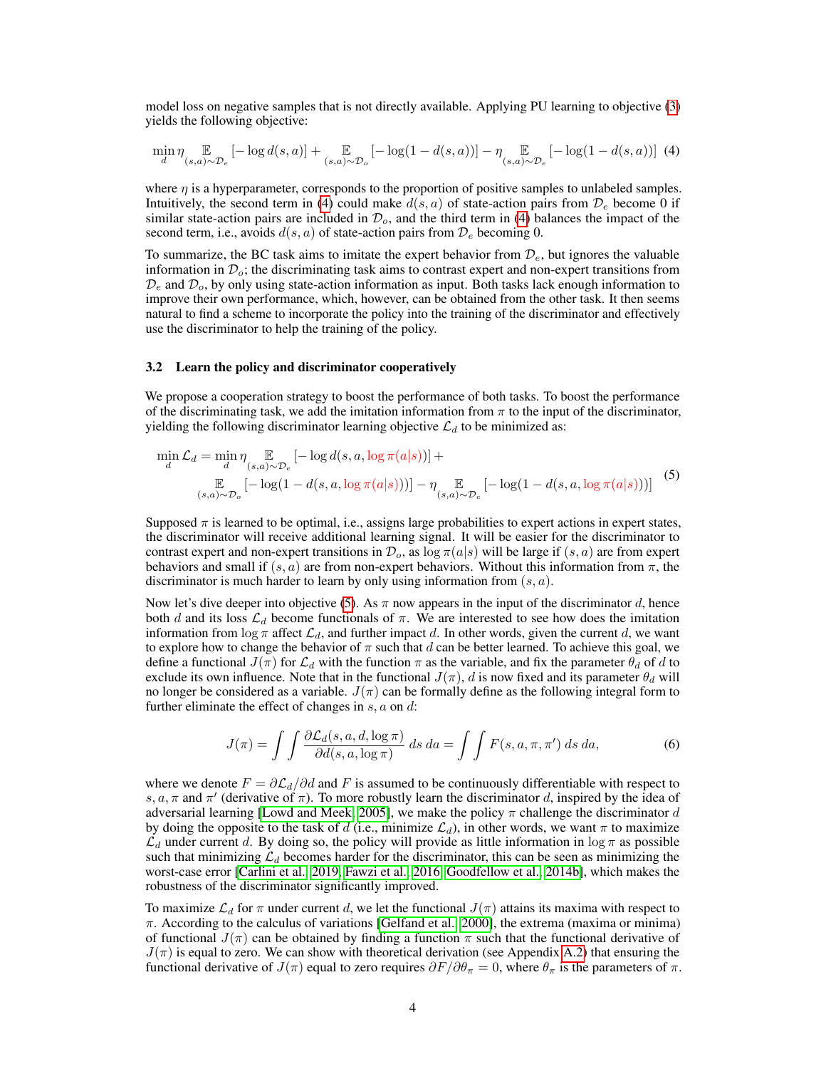model loss on negative samples that is not directly available. Applying PU learning to objective (3) yields the following objective:

$$\min_d \eta \mathop{\mathbb{E}}_{(s,a)\sim\mathcal{D}_e}[-\log d(s,a)] + \mathop{\mathbb{E}}_{(s,a)\sim\mathcal{D}_o}[-\log(1-d(s,a))] - \eta \mathop{\mathbb{E}}_{(s,a)\sim\mathcal{D}_e}[-\log(1-d(s,a))] \quad (4)$$

where $\eta$ is a hyperparameter, corresponds to the proportion of positive samples to unlabeled samples. Intuitively, the second term in (4) could make $d(s,a)$ of state-action pairs from $\mathcal{D}_e$ become 0 if similar state-action pairs are included in $\mathcal{D}_o$, and the third term in (4) balances the impact of the second term, i.e., avoids $d(s,a)$ of state-action pairs from $\mathcal{D}_e$ becoming 0.

To summarize, the BC task aims to imitate the expert behavior from $\mathcal{D}_e$, but ignores the valuable information in $\mathcal{D}_o$; the discriminating task aims to contrast expert and non-expert transitions from $\mathcal{D}_e$ and $\mathcal{D}_o$, by only using state-action information as input. Both tasks lack enough information to improve their own performance, which, however, can be obtained from the other task. It then seems natural to find a scheme to incorporate the policy into the training of the discriminator and effectively use the discriminator to help the training of the policy.

### 3.2 Learn the policy and discriminator cooperatively

We propose a cooperation strategy to boost the performance of both tasks. To boost the performance of the discriminating task, we add the imitation information from $\pi$ to the input of the discriminator, yielding the following discriminator learning objective $\mathcal{L}_d$ to be minimized as:

$$\begin{aligned}\min_d \mathcal{L}_d = \min_d \eta \mathop{\mathbb{E}}_{(s,a)\sim\mathcal{D}_e}[-\log d(s,a,\log\pi(a|s))] + \\ \mathop{\mathbb{E}}_{(s,a)\sim\mathcal{D}_o}[-\log(1-d(s,a,\log\pi(a|s)))] - \eta \mathop{\mathbb{E}}_{(s,a)\sim\mathcal{D}_e}[-\log(1-d(s,a,\log\pi(a|s)))]\end{aligned} \quad (5)$$

Supposed $\pi$ is learned to be optimal, i.e., assigns large probabilities to expert actions in expert states, the discriminator will receive additional learning signal. It will be easier for the discriminator to contrast expert and non-expert transitions in $\mathcal{D}_o$, as $\log\pi(a|s)$ will be large if $(s,a)$ are from expert behaviors and small if $(s,a)$ are from non-expert behaviors. Without this information from $\pi$, the discriminator is much harder to learn by only using information from $(s,a)$.

Now let's dive deeper into objective (5). As $\pi$ now appears in the input of the discriminator $d$, hence both $d$ and its loss $\mathcal{L}_d$ become functionals of $\pi$. We are interested to see how does the imitation information from $\log\pi$ affect $\mathcal{L}_d$, and further impact $d$. In other words, given the current $d$, we want to explore how to change the behavior of $\pi$ such that $d$ can be better learned. To achieve this goal, we define a functional $J(\pi)$ for $\mathcal{L}_d$ with the function $\pi$ as the variable, and fix the parameter $\theta_d$ of $d$ to exclude its own influence. Note that in the functional $J(\pi)$, $d$ is now fixed and its parameter $\theta_d$ will no longer be considered as a variable. $J(\pi)$ can be formally define as the following integral form to further eliminate the effect of changes in $s,a$ on $d$:

$$J(\pi) = \int\int \frac{\partial \mathcal{L}_d(s,a,d,\log\pi)}{\partial d(s,a,\log\pi)}\, ds\, da = \int\int F(s,a,\pi,\pi')\, ds\, da, \quad (6)$$

where we denote $F = \partial\mathcal{L}_d/\partial d$ and $F$ is assumed to be continuously differentiable with respect to $s,a,\pi$ and $\pi'$ (derivative of $\pi$). To more robustly learn the discriminator $d$, inspired by the idea of adversarial learning [Lowd and Meek, 2005], we make the policy $\pi$ challenge the discriminator $d$ by doing the opposite to the task of $d$ (i.e., minimize $\mathcal{L}_d$), in other words, we want $\pi$ to maximize $\mathcal{L}_d$ under current $d$. By doing so, the policy will provide as little information in $\log\pi$ as possible such that minimizing $\mathcal{L}_d$ becomes harder for the discriminator, this can be seen as minimizing the worst-case error [Carlini et al., 2019, Fawzi et al., 2016, Goodfellow et al., 2014b], which makes the robustness of the discriminator significantly improved.

To maximize $\mathcal{L}_d$ for $\pi$ under current $d$, we let the functional $J(\pi)$ attains its maxima with respect to $\pi$. According to the calculus of variations [Gelfand et al., 2000], the extrema (maxima or minima) of functional $J(\pi)$ can be obtained by finding a function $\pi$ such that the functional derivative of $J(\pi)$ is equal to zero. We can show with theoretical derivation (see Appendix A.2) that ensuring the functional derivative of $J(\pi)$ equal to zero requires $\partial F/\partial\theta_\pi = 0$, where $\theta_\pi$ is the parameters of $\pi$.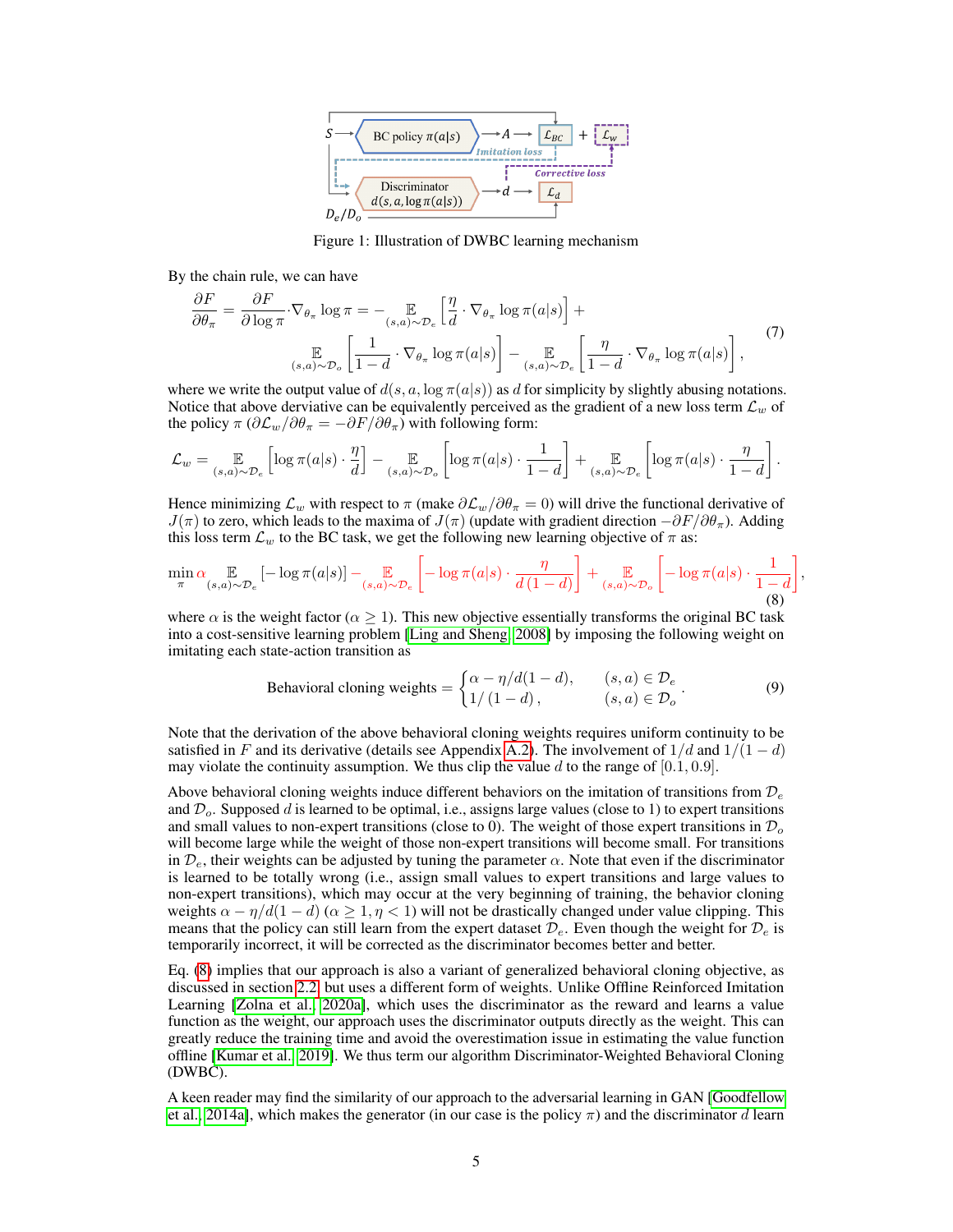Figure 1: Illustration of DWBC learning mechanism

By the chain rule, we can have

$$
\begin{aligned}
\frac{\partial F}{\partial \theta_\pi} = \frac{\partial F}{\partial \log \pi} \cdot \nabla_{\theta_\pi} \log \pi = &- \mathop{\mathbb{E}}_{(s,a)\sim\mathcal{D}_e}\left[\frac{\eta}{d} \cdot \nabla_{\theta_\pi} \log \pi(a|s)\right] + \\
&\mathop{\mathbb{E}}_{(s,a)\sim\mathcal{D}_o}\left[\frac{1}{1-d} \cdot \nabla_{\theta_\pi} \log \pi(a|s)\right] - \mathop{\mathbb{E}}_{(s,a)\sim\mathcal{D}_e}\left[\frac{\eta}{1-d} \cdot \nabla_{\theta_\pi} \log \pi(a|s)\right],
\end{aligned} \tag{7}
$$

where we write the output value of $d(s, a, \log \pi(a|s))$ as $d$ for simplicity by slightly abusing notations. Notice that above derviative can be equivalently perceived as the gradient of a new loss term $\mathcal{L}_w$ of the policy $\pi$ ($\partial \mathcal{L}_w / \partial \theta_\pi = -\partial F / \partial \theta_\pi$) with following form:

$$
\mathcal{L}_w = \mathop{\mathbb{E}}_{(s,a)\sim\mathcal{D}_e}\left[\log \pi(a|s) \cdot \frac{\eta}{d}\right] - \mathop{\mathbb{E}}_{(s,a)\sim\mathcal{D}_o}\left[\log \pi(a|s) \cdot \frac{1}{1-d}\right] + \mathop{\mathbb{E}}_{(s,a)\sim\mathcal{D}_e}\left[\log \pi(a|s) \cdot \frac{\eta}{1-d}\right].
$$

Hence minimizing $\mathcal{L}_w$ with respect to $\pi$ (make $\partial \mathcal{L}_w / \partial \theta_\pi = 0$) will drive the functional derivative of $J(\pi)$ to zero, which leads to the maxima of $J(\pi)$ (update with gradient direction $-\partial F / \partial \theta_\pi$). Adding this loss term $\mathcal{L}_w$ to the BC task, we get the following new learning objective of $\pi$ as:

$$
\min_\pi \alpha \mathop{\mathbb{E}}_{(s,a)\sim\mathcal{D}_e}[-\log \pi(a|s)] - \mathop{\mathbb{E}}_{(s,a)\sim\mathcal{D}_e}\left[-\log \pi(a|s) \cdot \frac{\eta}{d(1-d)}\right] + \mathop{\mathbb{E}}_{(s,a)\sim\mathcal{D}_o}\left[-\log \pi(a|s) \cdot \frac{1}{1-d}\right], \tag{8}
$$

where $\alpha$ is the weight factor ($\alpha \geq 1$). This new objective essentially transforms the original BC task into a cost-sensitive learning problem [Ling and Sheng, 2008] by imposing the following weight on imitating each state-action transition as

$$
\text{Behavioral cloning weights} = \begin{cases} \alpha - \eta / d(1-d), & (s,a) \in \mathcal{D}_e \\ 1/(1-d), & (s,a) \in \mathcal{D}_o \end{cases}. \tag{9}
$$

Note that the derivation of the above behavioral cloning weights requires uniform continuity to be satisfied in $F$ and its derivative (details see Appendix A.2). The involvement of $1/d$ and $1/(1-d)$ may violate the continuity assumption. We thus clip the value $d$ to the range of $[0.1, 0.9]$.

Above behavioral cloning weights induce different behaviors on the imitation of transitions from $\mathcal{D}_e$ and $\mathcal{D}_o$. Supposed $d$ is learned to be optimal, i.e., assigns large values (close to 1) to expert transitions and small values to non-expert transitions (close to 0). The weight of those expert transitions in $\mathcal{D}_o$ will become large while the weight of those non-expert transitions will become small. For transitions in $\mathcal{D}_e$, their weights can be adjusted by tuning the parameter $\alpha$. Note that even if the discriminator is learned to be totally wrong (i.e., assign small values to expert transitions and large values to non-expert transitions), which may occur at the very beginning of training, the behavior cloning weights $\alpha - \eta/d(1-d)$ ($\alpha \geq 1, \eta < 1$) will not be drastically changed under value clipping. This means that the policy can still learn from the expert dataset $\mathcal{D}_e$. Even though the weight for $\mathcal{D}_e$ is temporarily incorrect, it will be corrected as the discriminator becomes better and better.

Eq. (8) implies that our approach is also a variant of generalized behavioral cloning objective, as discussed in section 2.2, but uses a different form of weights. Unlike Offline Reinforced Imitation Learning [Zolna et al., 2020a], which uses the discriminator as the reward and learns a value function as the weight, our approach uses the discriminator outputs directly as the weight. This can greatly reduce the training time and avoid the overestimation issue in estimating the value function offline [Kumar et al., 2019]. We thus term our algorithm Discriminator-Weighted Behavioral Cloning (DWBC).

A keen reader may find the similarity of our approach to the adversarial learning in GAN [Goodfellow et al., 2014a], which makes the generator (in our case is the policy $\pi$) and the discriminator $d$ learn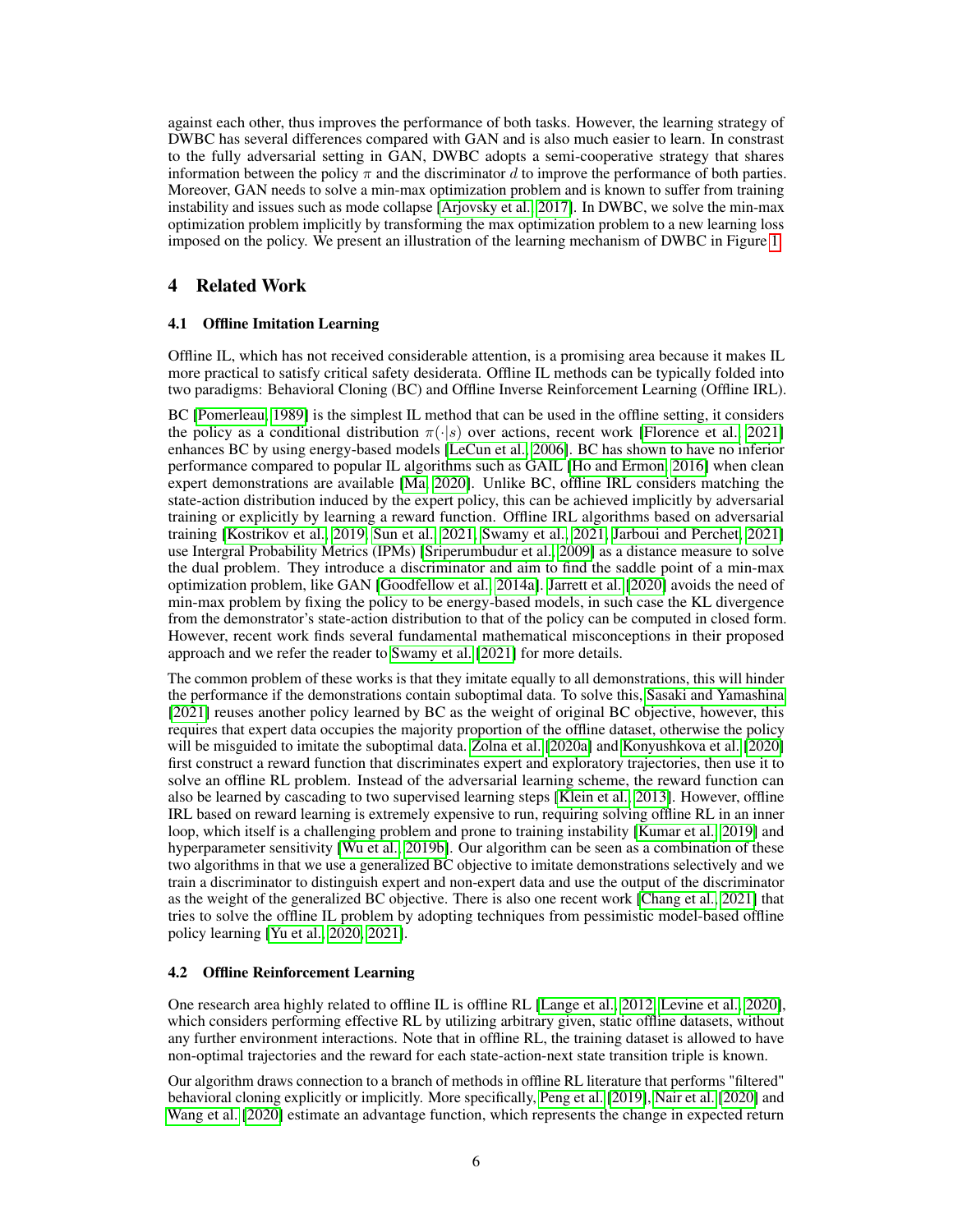against each other, thus improves the performance of both tasks. However, the learning strategy of DWBC has several differences compared with GAN and is also much easier to learn. In constrast to the fully adversarial setting in GAN, DWBC adopts a semi-cooperative strategy that shares information between the policy $\pi$ and the discriminator $d$ to improve the performance of both parties. Moreover, GAN needs to solve a min-max optimization problem and is known to suffer from training instability and issues such as mode collapse [Arjovsky et al., 2017]. In DWBC, we solve the min-max optimization problem implicitly by transforming the max optimization problem to a new learning loss imposed on the policy. We present an illustration of the learning mechanism of DWBC in Figure 1.

## 4 Related Work

### 4.1 Offline Imitation Learning

Offline IL, which has not received considerable attention, is a promising area because it makes IL more practical to satisfy critical safety desiderata. Offline IL methods can be typically folded into two paradigms: Behavioral Cloning (BC) and Offline Inverse Reinforcement Learning (Offline IRL).

BC [Pomerleau, 1989] is the simplest IL method that can be used in the offline setting, it considers the policy as a conditional distribution $\pi(\cdot|s)$ over actions, recent work [Florence et al., 2021] enhances BC by using energy-based models [LeCun et al., 2006]. BC has shown to have no inferior performance compared to popular IL algorithms such as GAIL [Ho and Ermon, 2016] when clean expert demonstrations are available [Ma, 2020]. Unlike BC, offline IRL considers matching the state-action distribution induced by the expert policy, this can be achieved implicitly by adversarial training or explicitly by learning a reward function. Offline IRL algorithms based on adversarial training [Kostrikov et al., 2019, Sun et al., 2021, Swamy et al., 2021, Jarboui and Perchet, 2021] use Intergral Probability Metrics (IPMs) [Sriperumbudur et al., 2009] as a distance measure to solve the dual problem. They introduce a discriminator and aim to find the saddle point of a min-max optimization problem, like GAN [Goodfellow et al., 2014a]. Jarrett et al. [2020] avoids the need of min-max problem by fixing the policy to be energy-based models, in such case the KL divergence from the demonstrator's state-action distribution to that of the policy can be computed in closed form. However, recent work finds several fundamental mathematical misconceptions in their proposed approach and we refer the reader to Swamy et al. [2021] for more details.

The common problem of these works is that they imitate equally to all demonstrations, this will hinder the performance if the demonstrations contain suboptimal data. To solve this, Sasaki and Yamashina [2021] reuses another policy learned by BC as the weight of original BC objective, however, this requires that expert data occupies the majority proportion of the offline dataset, otherwise the policy will be misguided to imitate the suboptimal data. Zolna et al. [2020a] and Konyushkova et al. [2020] first construct a reward function that discriminates expert and exploratory trajectories, then use it to solve an offline RL problem. Instead of the adversarial learning scheme, the reward function can also be learned by cascading to two supervised learning steps [Klein et al., 2013]. However, offline IRL based on reward learning is extremely expensive to run, requiring solving offline RL in an inner loop, which itself is a challenging problem and prone to training instability [Kumar et al., 2019] and hyperparameter sensitivity [Wu et al., 2019b]. Our algorithm can be seen as a combination of these two algorithms in that we use a generalized BC objective to imitate demonstrations selectively and we train a discriminator to distinguish expert and non-expert data and use the output of the discriminator as the weight of the generalized BC objective. There is also one recent work [Chang et al., 2021] that tries to solve the offline IL problem by adopting techniques from pessimistic model-based offline policy learning [Yu et al., 2020, 2021].

### 4.2 Offline Reinforcement Learning

One research area highly related to offline IL is offline RL [Lange et al., 2012, Levine et al., 2020], which considers performing effective RL by utilizing arbitrary given, static offline datasets, without any further environment interactions. Note that in offline RL, the training dataset is allowed to have non-optimal trajectories and the reward for each state-action-next state transition triple is known.

Our algorithm draws connection to a branch of methods in offline RL literature that performs "filtered" behavioral cloning explicitly or implicitly. More specifically, Peng et al. [2019], Nair et al. [2020] and Wang et al. [2020] estimate an advantage function, which represents the change in expected return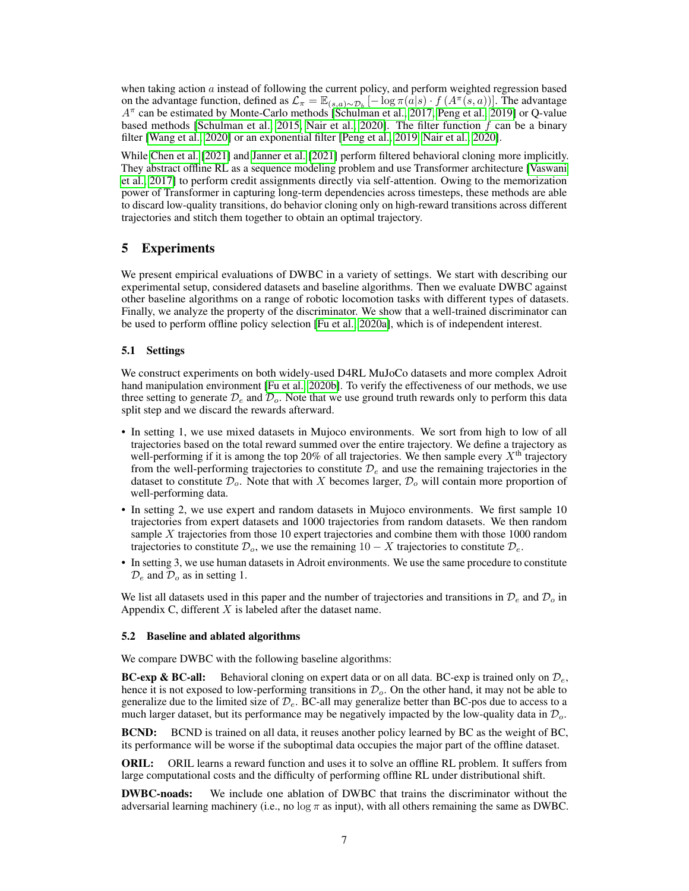when taking action $a$ instead of following the current policy, and perform weighted regression based on the advantage function, defined as $\mathcal{L}_\pi = \mathbb{E}_{(s,a)\sim\mathcal{D}_b}\left[-\log\pi(a|s)\cdot f\left(A^\pi(s,a)\right)\right]$. The advantage $A^\pi$ can be estimated by Monte-Carlo methods [Schulman et al., 2017, Peng et al., 2019] or Q-value based methods [Schulman et al., 2015, Nair et al., 2020]. The filter function $f$ can be a binary filter [Wang et al., 2020] or an exponential filter [Peng et al., 2019, Nair et al., 2020].

While Chen et al. [2021] and Janner et al. [2021] perform filtered behavioral cloning more implicitly. They abstract offline RL as a sequence modeling problem and use Transformer architecture [Vaswani et al., 2017] to perform credit assignments directly via self-attention. Owing to the memorization power of Transformer in capturing long-term dependencies across timesteps, these methods are able to discard low-quality transitions, do behavior cloning only on high-reward transitions across different trajectories and stitch them together to obtain an optimal trajectory.

# 5 Experiments

We present empirical evaluations of DWBC in a variety of settings. We start with describing our experimental setup, considered datasets and baseline algorithms. Then we evaluate DWBC against other baseline algorithms on a range of robotic locomotion tasks with different types of datasets. Finally, we analyze the property of the discriminator. We show that a well-trained discriminator can be used to perform offline policy selection [Fu et al., 2020a], which is of independent interest.

## 5.1 Settings

We construct experiments on both widely-used D4RL MuJoCo datasets and more complex Adroit hand manipulation environment [Fu et al., 2020b]. To verify the effectiveness of our methods, we use three setting to generate $\mathcal{D}_e$ and $\mathcal{D}_o$. Note that we use ground truth rewards only to perform this data split step and we discard the rewards afterward.

- In setting 1, we use mixed datasets in Mujoco environments. We sort from high to low of all trajectories based on the total reward summed over the entire trajectory. We define a trajectory as well-performing if it is among the top 20% of all trajectories. We then sample every $X^{\text{th}}$ trajectory from the well-performing trajectories to constitute $\mathcal{D}_e$ and use the remaining trajectories in the dataset to constitute $\mathcal{D}_o$. Note that with $X$ becomes larger, $\mathcal{D}_o$ will contain more proportion of well-performing data.
- In setting 2, we use expert and random datasets in Mujoco environments. We first sample 10 trajectories from expert datasets and 1000 trajectories from random datasets. We then random sample $X$ trajectories from those 10 expert trajectories and combine them with those 1000 random trajectories to constitute $\mathcal{D}_o$, we use the remaining $10 - X$ trajectories to constitute $\mathcal{D}_e$.
- In setting 3, we use human datasets in Adroit environments. We use the same procedure to constitute $\mathcal{D}_e$ and $\mathcal{D}_o$ as in setting 1.

We list all datasets used in this paper and the number of trajectories and transitions in $\mathcal{D}_e$ and $\mathcal{D}_o$ in Appendix C, different $X$ is labeled after the dataset name.

## 5.2 Baseline and ablated algorithms

We compare DWBC with the following baseline algorithms:

**BC-exp & BC-all:** Behavioral cloning on expert data or on all data. BC-exp is trained only on $\mathcal{D}_e$, hence it is not exposed to low-performing transitions in $\mathcal{D}_o$. On the other hand, it may not be able to generalize due to the limited size of $\mathcal{D}_e$. BC-all may generalize better than BC-pos due to access to a much larger dataset, but its performance may be negatively impacted by the low-quality data in $\mathcal{D}_o$.

**BCND:** BCND is trained on all data, it reuses another policy learned by BC as the weight of BC, its performance will be worse if the suboptimal data occupies the major part of the offline dataset.

**ORIL:** ORIL learns a reward function and uses it to solve an offline RL problem. It suffers from large computational costs and the difficulty of performing offline RL under distributional shift.

**DWBC-noads:** We include one ablation of DWBC that trains the discriminator without the adversarial learning machinery (i.e., no $\log\pi$ as input), with all others remaining the same as DWBC.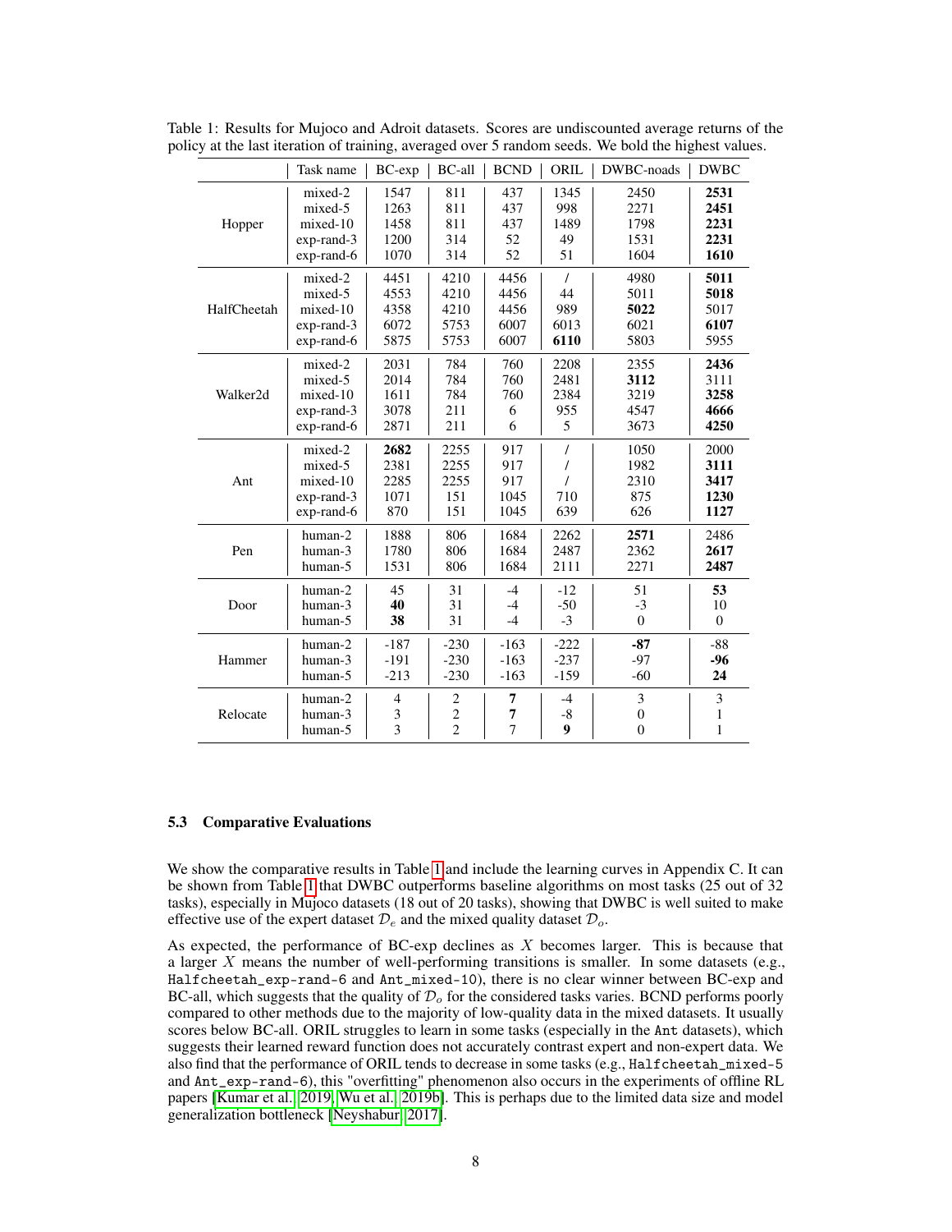Table 1: Results for Mujoco and Adroit datasets. Scores are undiscounted average returns of the policy at the last iteration of training, averaged over 5 random seeds. We bold the highest values.

| | Task name | BC-exp | BC-all | BCND | ORIL | DWBC-noads | DWBC |
|---|---|---|---|---|---|---|---|
| Hopper | mixed-2 | 1547 | 811 | 437 | 1345 | 2450 | **2531** |
| | mixed-5 | 1263 | 811 | 437 | 998 | 2271 | **2451** |
| | mixed-10 | 1458 | 811 | 437 | 1489 | 1798 | **2231** |
| | exp-rand-3 | 1200 | 314 | 52 | 49 | 1531 | **2231** |
| | exp-rand-6 | 1070 | 314 | 52 | 51 | 1604 | **1610** |
| HalfCheetah | mixed-2 | 4451 | 4210 | 4456 | / | 4980 | **5011** |
| | mixed-5 | 4553 | 4210 | 4456 | 44 | 5011 | **5018** |
| | mixed-10 | 4358 | 4210 | 4456 | 989 | **5022** | 5017 |
| | exp-rand-3 | 6072 | 5753 | 6007 | 6013 | 6021 | **6107** |
| | exp-rand-6 | 5875 | 5753 | 6007 | **6110** | 5803 | 5955 |
| Walker2d | mixed-2 | 2031 | 784 | 760 | 2208 | 2355 | **2436** |
| | mixed-5 | 2014 | 784 | 760 | 2481 | **3112** | 3111 |
| | mixed-10 | 1611 | 784 | 760 | 2384 | 3219 | **3258** |
| | exp-rand-3 | 3078 | 211 | 6 | 955 | 4547 | **4666** |
| | exp-rand-6 | 2871 | 211 | 6 | 5 | 3673 | **4250** |
| Ant | mixed-2 | **2682** | 2255 | 917 | / | 1050 | 2000 |
| | mixed-5 | 2381 | 2255 | 917 | / | 1982 | **3111** |
| | mixed-10 | 2285 | 2255 | 917 | / | 2310 | **3417** |
| | exp-rand-3 | 1071 | 151 | 1045 | 710 | 875 | **1230** |
| | exp-rand-6 | 870 | 151 | 1045 | 639 | 626 | **1127** |
| Pen | human-2 | 1888 | 806 | 1684 | 2262 | **2571** | 2486 |
| | human-3 | 1780 | 806 | 1684 | 2487 | 2362 | **2617** |
| | human-5 | 1531 | 806 | 1684 | 2111 | 2271 | **2487** |
| Door | human-2 | 45 | 31 | -4 | -12 | 51 | **53** |
| | human-3 | **40** | 31 | -4 | -50 | -3 | 10 |
| | human-5 | **38** | 31 | -4 | -3 | 0 | 0 |
| Hammer | human-2 | -187 | -230 | -163 | -222 | **-87** | -88 |
| | human-3 | -191 | -230 | -163 | -237 | -97 | **-96** |
| | human-5 | -213 | -230 | -163 | -159 | -60 | **24** |
| Relocate | human-2 | 4 | 2 | **7** | -4 | 3 | 3 |
| | human-3 | 3 | 2 | **7** | -8 | 0 | 1 |
| | human-5 | 3 | 2 | 7 | **9** | 0 | 1 |

### 5.3 Comparative Evaluations

We show the comparative results in Table 1 and include the learning curves in Appendix C. It can be shown from Table 1 that DWBC outperforms baseline algorithms on most tasks (25 out of 32 tasks), especially in Mujoco datasets (18 out of 20 tasks), showing that DWBC is well suited to make effective use of the expert dataset $\mathcal{D}_e$ and the mixed quality dataset $\mathcal{D}_o$.

As expected, the performance of BC-exp declines as $X$ becomes larger. This is because that a larger $X$ means the number of well-performing transitions is smaller. In some datasets (e.g., `Halfcheetah_exp-rand-6` and `Ant_mixed-10`), there is no clear winner between BC-exp and BC-all, which suggests that the quality of $\mathcal{D}_o$ for the considered tasks varies. BCND performs poorly compared to other methods due to the majority of low-quality data in the mixed datasets. It usually scores below BC-all. ORIL struggles to learn in some tasks (especially in the `Ant` datasets), which suggests their learned reward function does not accurately contrast expert and non-expert data. We also find that the performance of ORIL tends to decrease in some tasks (e.g., `Halfcheetah_mixed-5` and `Ant_exp-rand-6`), this "overfitting" phenomenon also occurs in the experiments of offline RL papers [Kumar et al., 2019, Wu et al., 2019b]. This is perhaps due to the limited data size and model generalization bottleneck [Neyshabur, 2017].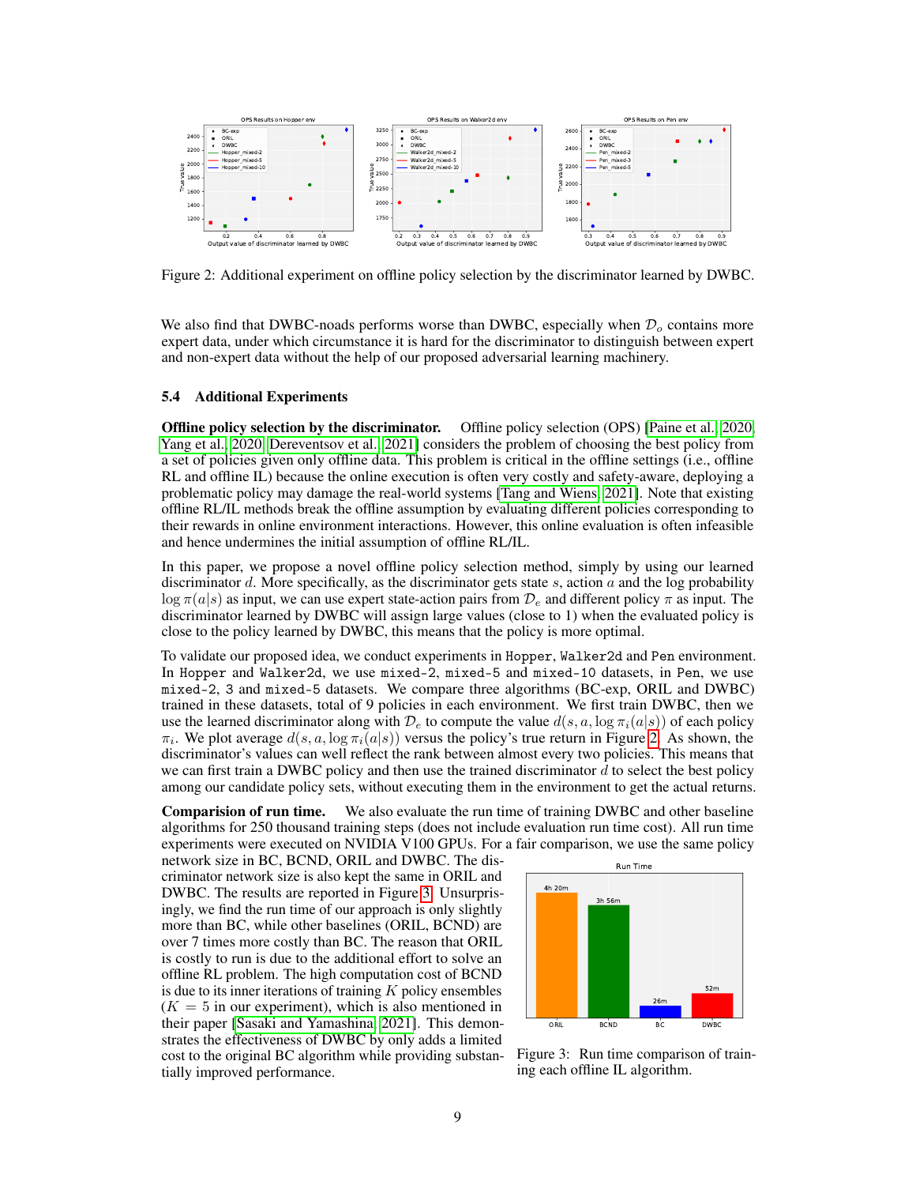Figure 2: Additional experiment on offline policy selection by the discriminator learned by DWBC.

We also find that DWBC-noads performs worse than DWBC, especially when $\mathcal{D}_o$ contains more expert data, under which circumstance it is hard for the discriminator to distinguish between expert and non-expert data without the help of our proposed adversarial learning machinery.

### 5.4 Additional Experiments

**Offline policy selection by the discriminator.** Offline policy selection (OPS) [Paine et al., 2020, Yang et al., 2020, Dereventsov et al., 2021] considers the problem of choosing the best policy from a set of policies given only offline data. This problem is critical in the offline settings (i.e., offline RL and offline IL) because the online execution is often very costly and safety-aware, deploying a problematic policy may damage the real-world systems [Tang and Wiens, 2021]. Note that existing offline RL/IL methods break the offline assumption by evaluating different policies corresponding to their rewards in online environment interactions. However, this online evaluation is often infeasible and hence undermines the initial assumption of offline RL/IL.

In this paper, we propose a novel offline policy selection method, simply by using our learned discriminator $d$. More specifically, as the discriminator gets state $s$, action $a$ and the log probability $\log \pi(a|s)$ as input, we can use expert state-action pairs from $\mathcal{D}_e$ and different policy $\pi$ as input. The discriminator learned by DWBC will assign large values (close to 1) when the evaluated policy is close to the policy learned by DWBC, this means that the policy is more optimal.

To validate our proposed idea, we conduct experiments in `Hopper`, `Walker2d` and `Pen` environment. In `Hopper` and `Walker2d`, we use `mixed-2`, `mixed-5` and `mixed-10` datasets, in `Pen`, we use `mixed-2`, `3` and `mixed-5` datasets. We compare three algorithms (BC-exp, ORIL and DWBC) trained in these datasets, total of 9 policies in each environment. We first train DWBC, then we use the learned discriminator along with $\mathcal{D}_e$ to compute the value $d(s, a, \log \pi_i(a|s))$ of each policy $\pi_i$. We plot average $d(s, a, \log \pi_i(a|s))$ versus the policy's true return in Figure 2. As shown, the discriminator's values can well reflect the rank between almost every two policies. This means that we can first train a DWBC policy and then use the trained discriminator $d$ to select the best policy among our candidate policy sets, without executing them in the environment to get the actual returns.

**Comparision of run time.** We also evaluate the run time of training DWBC and other baseline algorithms for 250 thousand training steps (does not include evaluation run time cost). All run time experiments were executed on NVIDIA V100 GPUs. For a fair comparison, we use the same policy network size in BC, BCND, ORIL and DWBC. The discriminator network size is also kept the same in ORIL and DWBC. The results are reported in Figure 3. Unsurprisingly, we find the run time of our approach is only slightly more than BC, while other baselines (ORIL, BCND) are over 7 times more costly than BC. The reason that ORIL is costly to run is due to the additional effort to solve an offline RL problem. The high computation cost of BCND is due to its inner iterations of training $K$ policy ensembles ($K = 5$ in our experiment), which is also mentioned in their paper [Sasaki and Yamashina, 2021]. This demonstrates the effectiveness of DWBC by only adds a limited cost to the original BC algorithm while providing substantially improved performance.

Figure 3: Run time comparison of training each offline IL algorithm.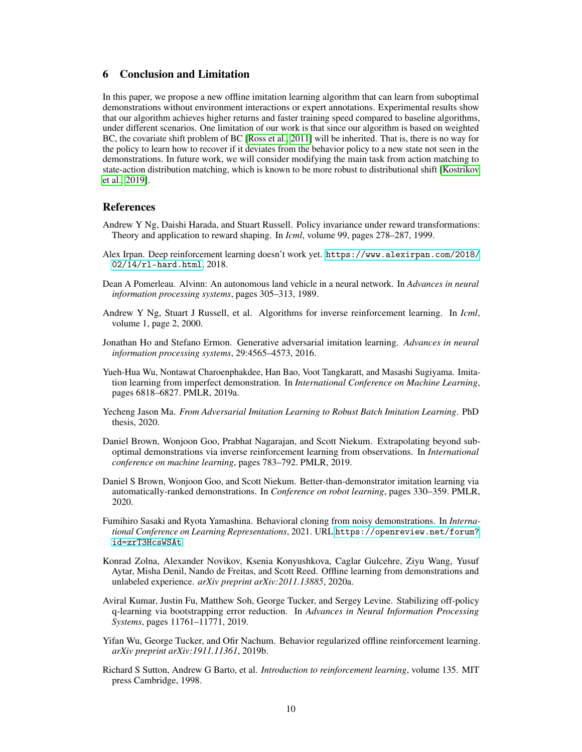## 6 Conclusion and Limitation

In this paper, we propose a new offline imitation learning algorithm that can learn from suboptimal demonstrations without environment interactions or expert annotations. Experimental results show that our algorithm achieves higher returns and faster training speed compared to baseline algorithms, under different scenarios. One limitation of our work is that since our algorithm is based on weighted BC, the covariate shift problem of BC [Ross et al., 2011] will be inherited. That is, there is no way for the policy to learn how to recover if it deviates from the behavior policy to a new state not seen in the demonstrations. In future work, we will consider modifying the main task from action matching to state-action distribution matching, which is known to be more robust to distributional shift [Kostrikov et al., 2019].

## References

Andrew Y Ng, Daishi Harada, and Stuart Russell. Policy invariance under reward transformations: Theory and application to reward shaping. In *Icml*, volume 99, pages 278–287, 1999.

Alex Irpan. Deep reinforcement learning doesn't work yet. https://www.alexirpan.com/2018/02/14/rl-hard.html, 2018.

Dean A Pomerleau. Alvinn: An autonomous land vehicle in a neural network. In *Advances in neural information processing systems*, pages 305–313, 1989.

Andrew Y Ng, Stuart J Russell, et al. Algorithms for inverse reinforcement learning. In *Icml*, volume 1, page 2, 2000.

Jonathan Ho and Stefano Ermon. Generative adversarial imitation learning. *Advances in neural information processing systems*, 29:4565–4573, 2016.

Yueh-Hua Wu, Nontawat Charoenphakdee, Han Bao, Voot Tangkaratt, and Masashi Sugiyama. Imitation learning from imperfect demonstration. In *International Conference on Machine Learning*, pages 6818–6827. PMLR, 2019a.

Yecheng Jason Ma. *From Adversarial Imitation Learning to Robust Batch Imitation Learning*. PhD thesis, 2020.

Daniel Brown, Wonjoon Goo, Prabhat Nagarajan, and Scott Niekum. Extrapolating beyond suboptimal demonstrations via inverse reinforcement learning from observations. In *International conference on machine learning*, pages 783–792. PMLR, 2019.

Daniel S Brown, Wonjoon Goo, and Scott Niekum. Better-than-demonstrator imitation learning via automatically-ranked demonstrations. In *Conference on robot learning*, pages 330–359. PMLR, 2020.

Fumihiro Sasaki and Ryota Yamashina. Behavioral cloning from noisy demonstrations. In *International Conference on Learning Representations*, 2021. URL https://openreview.net/forum?id=zrT3HcsWSAt.

Konrad Zolna, Alexander Novikov, Ksenia Konyushkova, Caglar Gulcehre, Ziyu Wang, Yusuf Aytar, Misha Denil, Nando de Freitas, and Scott Reed. Offline learning from demonstrations and unlabeled experience. *arXiv preprint arXiv:2011.13885*, 2020a.

Aviral Kumar, Justin Fu, Matthew Soh, George Tucker, and Sergey Levine. Stabilizing off-policy q-learning via bootstrapping error reduction. In *Advances in Neural Information Processing Systems*, pages 11761–11771, 2019.

Yifan Wu, George Tucker, and Ofir Nachum. Behavior regularized offline reinforcement learning. *arXiv preprint arXiv:1911.11361*, 2019b.

Richard S Sutton, Andrew G Barto, et al. *Introduction to reinforcement learning*, volume 135. MIT press Cambridge, 1998.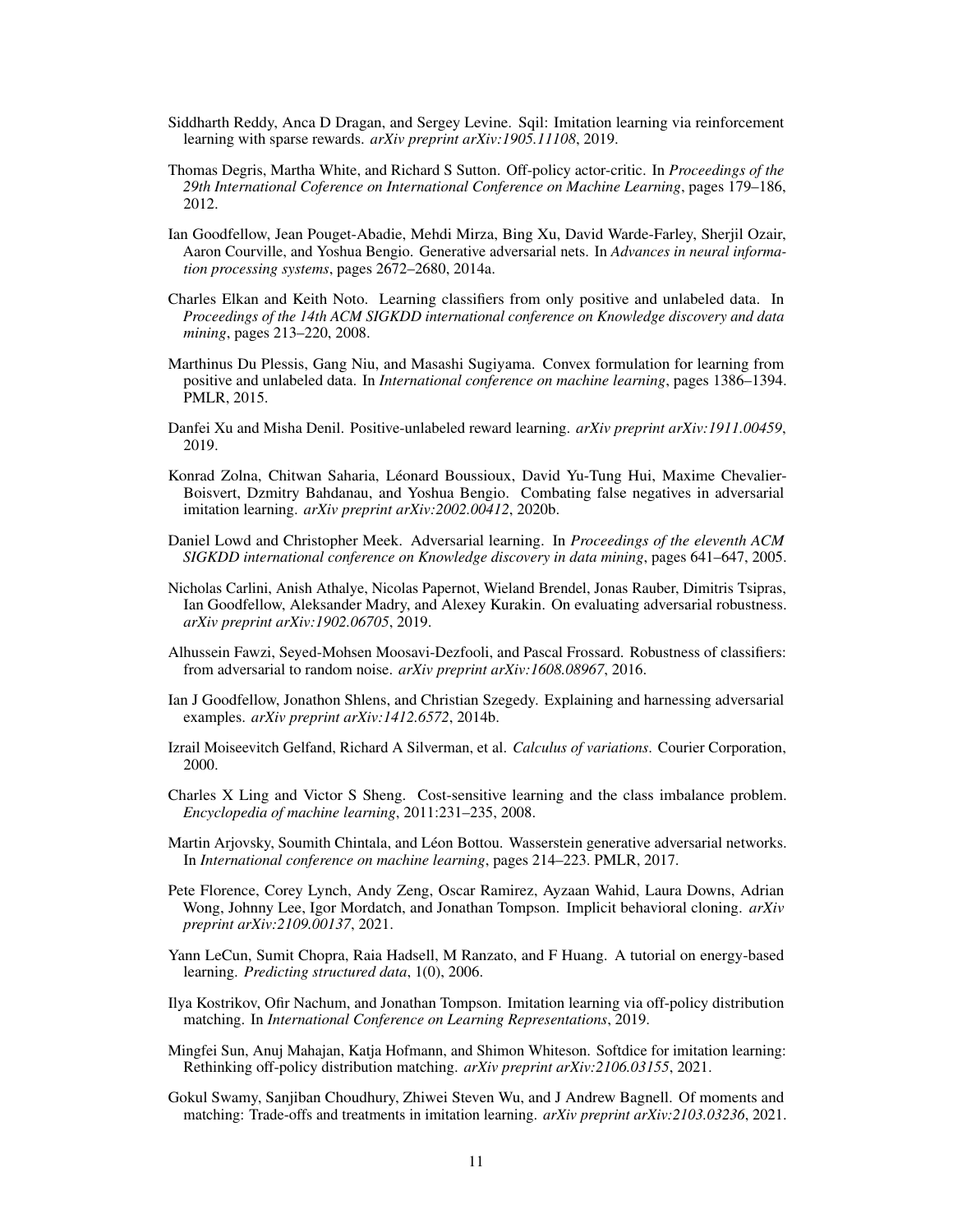Siddharth Reddy, Anca D Dragan, and Sergey Levine. Sqil: Imitation learning via reinforcement learning with sparse rewards. *arXiv preprint arXiv:1905.11108*, 2019.

Thomas Degris, Martha White, and Richard S Sutton. Off-policy actor-critic. In *Proceedings of the 29th International Coference on International Conference on Machine Learning*, pages 179–186, 2012.

Ian Goodfellow, Jean Pouget-Abadie, Mehdi Mirza, Bing Xu, David Warde-Farley, Sherjil Ozair, Aaron Courville, and Yoshua Bengio. Generative adversarial nets. In *Advances in neural information processing systems*, pages 2672–2680, 2014a.

Charles Elkan and Keith Noto. Learning classifiers from only positive and unlabeled data. In *Proceedings of the 14th ACM SIGKDD international conference on Knowledge discovery and data mining*, pages 213–220, 2008.

Marthinus Du Plessis, Gang Niu, and Masashi Sugiyama. Convex formulation for learning from positive and unlabeled data. In *International conference on machine learning*, pages 1386–1394. PMLR, 2015.

Danfei Xu and Misha Denil. Positive-unlabeled reward learning. *arXiv preprint arXiv:1911.00459*, 2019.

Konrad Zolna, Chitwan Saharia, Léonard Boussioux, David Yu-Tung Hui, Maxime Chevalier-Boisvert, Dzmitry Bahdanau, and Yoshua Bengio. Combating false negatives in adversarial imitation learning. *arXiv preprint arXiv:2002.00412*, 2020b.

Daniel Lowd and Christopher Meek. Adversarial learning. In *Proceedings of the eleventh ACM SIGKDD international conference on Knowledge discovery in data mining*, pages 641–647, 2005.

Nicholas Carlini, Anish Athalye, Nicolas Papernot, Wieland Brendel, Jonas Rauber, Dimitris Tsipras, Ian Goodfellow, Aleksander Madry, and Alexey Kurakin. On evaluating adversarial robustness. *arXiv preprint arXiv:1902.06705*, 2019.

Alhussein Fawzi, Seyed-Mohsen Moosavi-Dezfooli, and Pascal Frossard. Robustness of classifiers: from adversarial to random noise. *arXiv preprint arXiv:1608.08967*, 2016.

Ian J Goodfellow, Jonathon Shlens, and Christian Szegedy. Explaining and harnessing adversarial examples. *arXiv preprint arXiv:1412.6572*, 2014b.

Izrail Moiseevitch Gelfand, Richard A Silverman, et al. *Calculus of variations*. Courier Corporation, 2000.

Charles X Ling and Victor S Sheng. Cost-sensitive learning and the class imbalance problem. *Encyclopedia of machine learning*, 2011:231–235, 2008.

Martin Arjovsky, Soumith Chintala, and Léon Bottou. Wasserstein generative adversarial networks. In *International conference on machine learning*, pages 214–223. PMLR, 2017.

Pete Florence, Corey Lynch, Andy Zeng, Oscar Ramirez, Ayzaan Wahid, Laura Downs, Adrian Wong, Johnny Lee, Igor Mordatch, and Jonathan Tompson. Implicit behavioral cloning. *arXiv preprint arXiv:2109.00137*, 2021.

Yann LeCun, Sumit Chopra, Raia Hadsell, M Ranzato, and F Huang. A tutorial on energy-based learning. *Predicting structured data*, 1(0), 2006.

Ilya Kostrikov, Ofir Nachum, and Jonathan Tompson. Imitation learning via off-policy distribution matching. In *International Conference on Learning Representations*, 2019.

Mingfei Sun, Anuj Mahajan, Katja Hofmann, and Shimon Whiteson. Softdice for imitation learning: Rethinking off-policy distribution matching. *arXiv preprint arXiv:2106.03155*, 2021.

Gokul Swamy, Sanjiban Choudhury, Zhiwei Steven Wu, and J Andrew Bagnell. Of moments and matching: Trade-offs and treatments in imitation learning. *arXiv preprint arXiv:2103.03236*, 2021.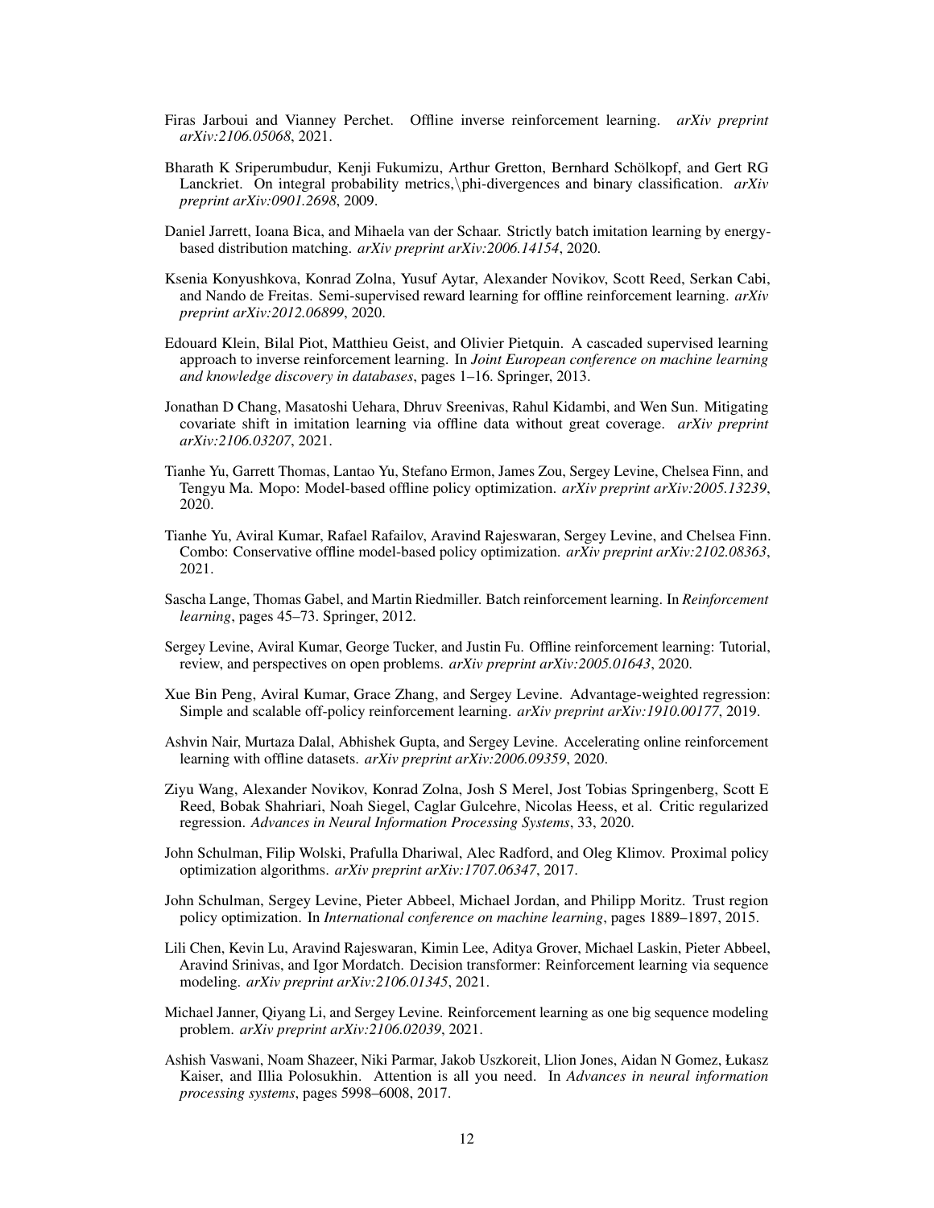Firas Jarboui and Vianney Perchet. Offline inverse reinforcement learning. *arXiv preprint arXiv:2106.05068*, 2021.

Bharath K Sriperumbudur, Kenji Fukumizu, Arthur Gretton, Bernhard Schölkopf, and Gert RG Lanckriet. On integral probability metrics,\phi-divergences and binary classification. *arXiv preprint arXiv:0901.2698*, 2009.

Daniel Jarrett, Ioana Bica, and Mihaela van der Schaar. Strictly batch imitation learning by energy-based distribution matching. *arXiv preprint arXiv:2006.14154*, 2020.

Ksenia Konyushkova, Konrad Zolna, Yusuf Aytar, Alexander Novikov, Scott Reed, Serkan Cabi, and Nando de Freitas. Semi-supervised reward learning for offline reinforcement learning. *arXiv preprint arXiv:2012.06899*, 2020.

Edouard Klein, Bilal Piot, Matthieu Geist, and Olivier Pietquin. A cascaded supervised learning approach to inverse reinforcement learning. In *Joint European conference on machine learning and knowledge discovery in databases*, pages 1–16. Springer, 2013.

Jonathan D Chang, Masatoshi Uehara, Dhruv Sreenivas, Rahul Kidambi, and Wen Sun. Mitigating covariate shift in imitation learning via offline data without great coverage. *arXiv preprint arXiv:2106.03207*, 2021.

Tianhe Yu, Garrett Thomas, Lantao Yu, Stefano Ermon, James Zou, Sergey Levine, Chelsea Finn, and Tengyu Ma. Mopo: Model-based offline policy optimization. *arXiv preprint arXiv:2005.13239*, 2020.

Tianhe Yu, Aviral Kumar, Rafael Rafailov, Aravind Rajeswaran, Sergey Levine, and Chelsea Finn. Combo: Conservative offline model-based policy optimization. *arXiv preprint arXiv:2102.08363*, 2021.

Sascha Lange, Thomas Gabel, and Martin Riedmiller. Batch reinforcement learning. In *Reinforcement learning*, pages 45–73. Springer, 2012.

Sergey Levine, Aviral Kumar, George Tucker, and Justin Fu. Offline reinforcement learning: Tutorial, review, and perspectives on open problems. *arXiv preprint arXiv:2005.01643*, 2020.

Xue Bin Peng, Aviral Kumar, Grace Zhang, and Sergey Levine. Advantage-weighted regression: Simple and scalable off-policy reinforcement learning. *arXiv preprint arXiv:1910.00177*, 2019.

Ashvin Nair, Murtaza Dalal, Abhishek Gupta, and Sergey Levine. Accelerating online reinforcement learning with offline datasets. *arXiv preprint arXiv:2006.09359*, 2020.

Ziyu Wang, Alexander Novikov, Konrad Zolna, Josh S Merel, Jost Tobias Springenberg, Scott E Reed, Bobak Shahriari, Noah Siegel, Caglar Gulcehre, Nicolas Heess, et al. Critic regularized regression. *Advances in Neural Information Processing Systems*, 33, 2020.

John Schulman, Filip Wolski, Prafulla Dhariwal, Alec Radford, and Oleg Klimov. Proximal policy optimization algorithms. *arXiv preprint arXiv:1707.06347*, 2017.

John Schulman, Sergey Levine, Pieter Abbeel, Michael Jordan, and Philipp Moritz. Trust region policy optimization. In *International conference on machine learning*, pages 1889–1897, 2015.

Lili Chen, Kevin Lu, Aravind Rajeswaran, Kimin Lee, Aditya Grover, Michael Laskin, Pieter Abbeel, Aravind Srinivas, and Igor Mordatch. Decision transformer: Reinforcement learning via sequence modeling. *arXiv preprint arXiv:2106.01345*, 2021.

Michael Janner, Qiyang Li, and Sergey Levine. Reinforcement learning as one big sequence modeling problem. *arXiv preprint arXiv:2106.02039*, 2021.

Ashish Vaswani, Noam Shazeer, Niki Parmar, Jakob Uszkoreit, Llion Jones, Aidan N Gomez, Łukasz Kaiser, and Illia Polosukhin. Attention is all you need. In *Advances in neural information processing systems*, pages 5998–6008, 2017.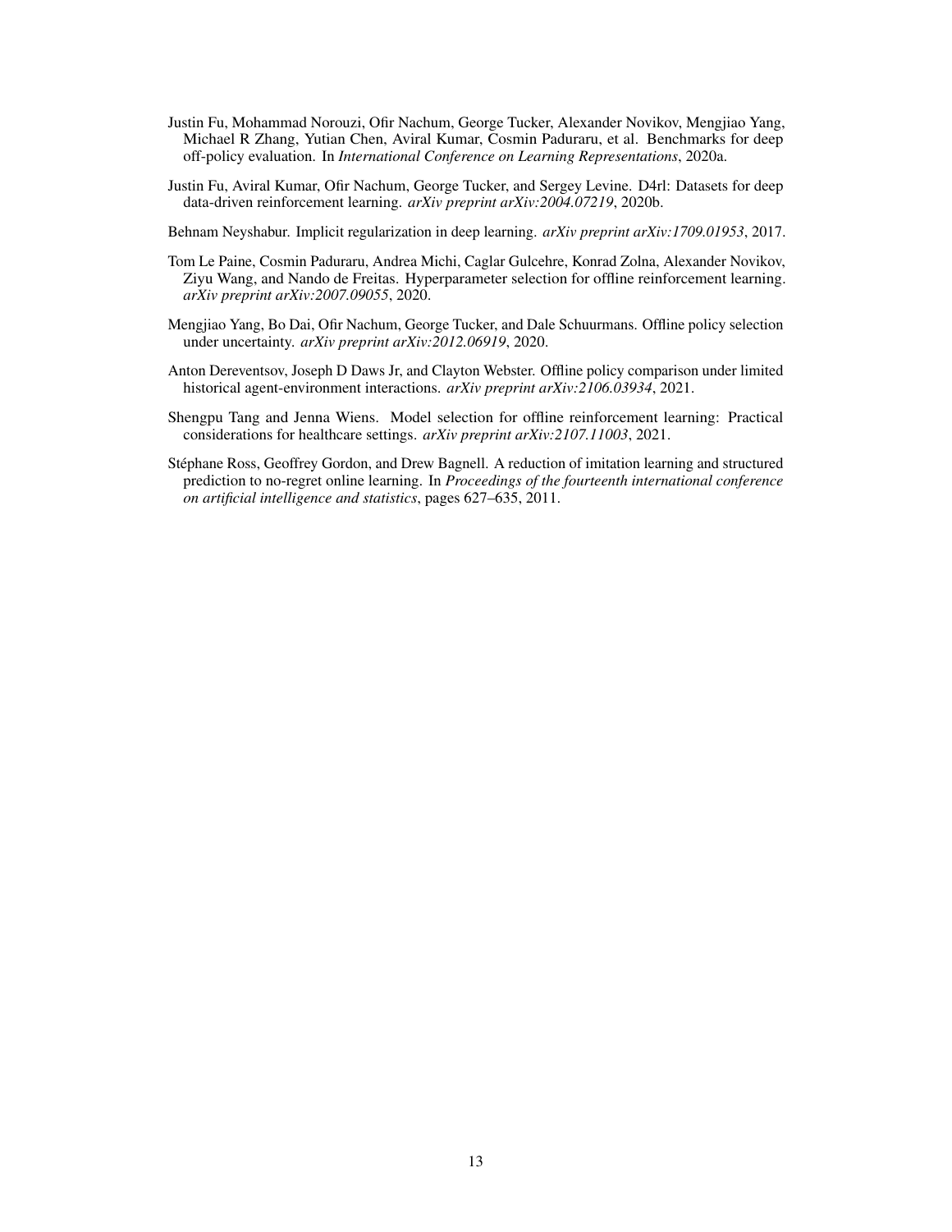Justin Fu, Mohammad Norouzi, Ofir Nachum, George Tucker, Alexander Novikov, Mengjiao Yang, Michael R Zhang, Yutian Chen, Aviral Kumar, Cosmin Paduraru, et al. Benchmarks for deep off-policy evaluation. In *International Conference on Learning Representations*, 2020a.

Justin Fu, Aviral Kumar, Ofir Nachum, George Tucker, and Sergey Levine. D4rl: Datasets for deep data-driven reinforcement learning. *arXiv preprint arXiv:2004.07219*, 2020b.

Behnam Neyshabur. Implicit regularization in deep learning. *arXiv preprint arXiv:1709.01953*, 2017.

Tom Le Paine, Cosmin Paduraru, Andrea Michi, Caglar Gulcehre, Konrad Zolna, Alexander Novikov, Ziyu Wang, and Nando de Freitas. Hyperparameter selection for offline reinforcement learning. *arXiv preprint arXiv:2007.09055*, 2020.

Mengjiao Yang, Bo Dai, Ofir Nachum, George Tucker, and Dale Schuurmans. Offline policy selection under uncertainty. *arXiv preprint arXiv:2012.06919*, 2020.

Anton Dereventsov, Joseph D Daws Jr, and Clayton Webster. Offline policy comparison under limited historical agent-environment interactions. *arXiv preprint arXiv:2106.03934*, 2021.

Shengpu Tang and Jenna Wiens. Model selection for offline reinforcement learning: Practical considerations for healthcare settings. *arXiv preprint arXiv:2107.11003*, 2021.

Stéphane Ross, Geoffrey Gordon, and Drew Bagnell. A reduction of imitation learning and structured prediction to no-regret online learning. In *Proceedings of the fourteenth international conference on artificial intelligence and statistics*, pages 627–635, 2011.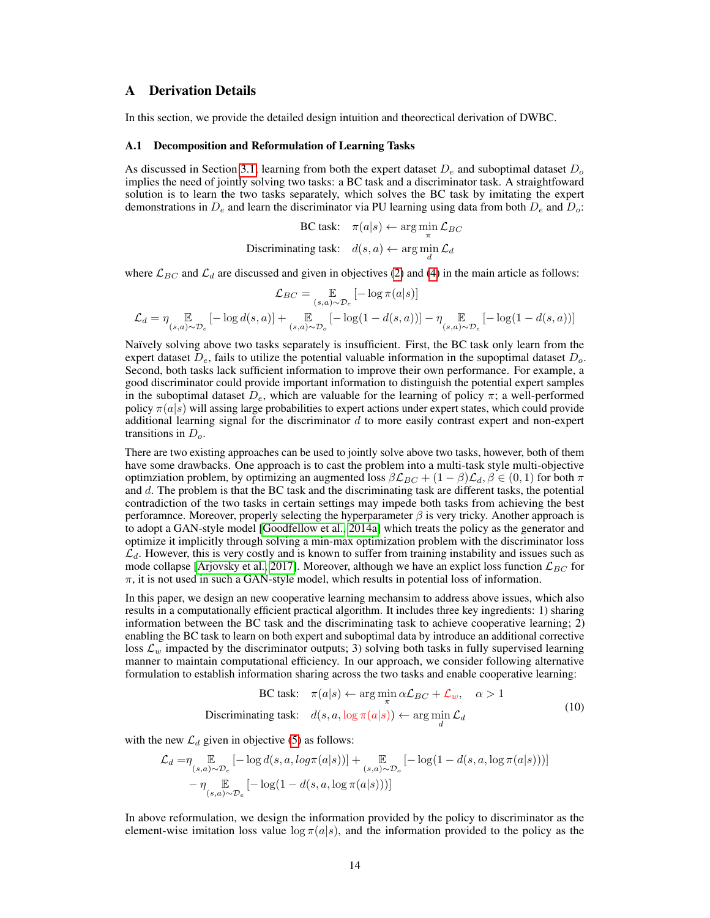# A Derivation Details

In this section, we provide the detailed design intuition and theorectical derivation of DWBC.

## A.1 Decomposition and Reformulation of Learning Tasks

As discussed in Section 3.1, learning from both the expert dataset $D_e$ and suboptimal dataset $D_o$ implies the need of jointly solving two tasks: a BC task and a discriminator task. A straightfoward solution is to learn the two tasks separately, which solves the BC task by imitating the expert demonstrations in $D_e$ and learn the discriminator via PU learning using data from both $D_e$ and $D_o$:

$$
\text{BC task:} \quad \pi(a|s) \leftarrow \arg\min_{\pi} \mathcal{L}_{BC}
$$

$$
\text{Discriminating task:} \quad d(s,a) \leftarrow \arg\min_{d} \mathcal{L}_{d}
$$

where $\mathcal{L}_{BC}$ and $\mathcal{L}_d$ are discussed and given in objectives (2) and (4) in the main article as follows:

$$
\mathcal{L}_{BC} = \mathop{\mathbb{E}}_{(s,a)\sim\mathcal{D}_e}[-\log\pi(a|s)]
$$

$$
\mathcal{L}_d = \eta \mathop{\mathbb{E}}_{(s,a)\sim\mathcal{D}_e}[-\log d(s,a)] + \mathop{\mathbb{E}}_{(s,a)\sim\mathcal{D}_o}[-\log(1-d(s,a))] - \eta \mathop{\mathbb{E}}_{(s,a)\sim\mathcal{D}_e}[-\log(1-d(s,a))]
$$

Naïvely solving above two tasks separately is insufficient. First, the BC task only learn from the expert dataset $D_e$, fails to utilize the potential valuable information in the supoptimal dataset $D_o$. Second, both tasks lack sufficient information to improve their own performance. For example, a good discriminator could provide important information to distinguish the potential expert samples in the suboptimal dataset $D_e$, which are valuable for the learning of policy $\pi$; a well-performed policy $\pi(a|s)$ will assing large probabilities to expert actions under expert states, which could provide additional learning signal for the discriminator $d$ to more easily contrast expert and non-expert transitions in $D_o$.

There are two existing approaches can be used to jointly solve above two tasks, however, both of them have some drawbacks. One approach is to cast the problem into a multi-task style multi-objective optimziation problem, by optimizing an augmented loss $\beta\mathcal{L}_{BC} + (1-\beta)\mathcal{L}_d, \beta \in (0,1)$ for both $\pi$ and $d$. The problem is that the BC task and the discriminating task are different tasks, the potential contradiction of the two tasks in certain settings may impede both tasks from achieving the best perforamnce. Moreover, properly selecting the hyperparameter $\beta$ is very tricky. Another approach is to adopt a GAN-style model [Goodfellow et al., 2014a] which treats the policy as the generator and optimize it implicitly through solving a min-max optimization problem with the discriminator loss $\mathcal{L}_d$. However, this is very costly and is known to suffer from training instability and issues such as mode collapse [Arjovsky et al., 2017]. Moreover, although we have an explict loss function $\mathcal{L}_{BC}$ for $\pi$, it is not used in such a GAN-style model, which results in potential loss of information.

In this paper, we design an new cooperative learning mechansim to address above issues, which also results in a computationally efficient practical algorithm. It includes three key ingredients: 1) sharing information between the BC task and the discriminating task to achieve cooperative learning; 2) enabling the BC task to learn on both expert and suboptimal data by introduce an additional corrective loss $\mathcal{L}_w$ impacted by the discriminator outputs; 3) solving both tasks in fully supervised learning manner to maintain computational efficiency. In our approach, we consider following alternative formulation to establish information sharing across the two tasks and enable cooperative learning:

$$
\begin{aligned}
&\text{BC task:} \quad \pi(a|s) \leftarrow \arg\min_{\pi} \alpha\mathcal{L}_{BC} + \mathcal{L}_w, \quad \alpha > 1 \\
&\text{Discriminating task:} \quad d(s,a,\log\pi(a|s)) \leftarrow \arg\min_{d} \mathcal{L}_d
\end{aligned}
\tag{10}
$$

with the new $\mathcal{L}_d$ given in objective (5) as follows:

$$
\begin{aligned}
\mathcal{L}_d = &\eta \mathop{\mathbb{E}}_{(s,a)\sim\mathcal{D}_e}[-\log d(s,a,log\pi(a|s))] + \mathop{\mathbb{E}}_{(s,a)\sim\mathcal{D}_o}[-\log(1-d(s,a,\log\pi(a|s)))] \\
&- \eta \mathop{\mathbb{E}}_{(s,a)\sim\mathcal{D}_e}[-\log(1-d(s,a,\log\pi(a|s)))]
\end{aligned}
$$

In above reformulation, we design the information provided by the policy to discriminator as the element-wise imitation loss value $\log\pi(a|s)$, and the information provided to the policy as the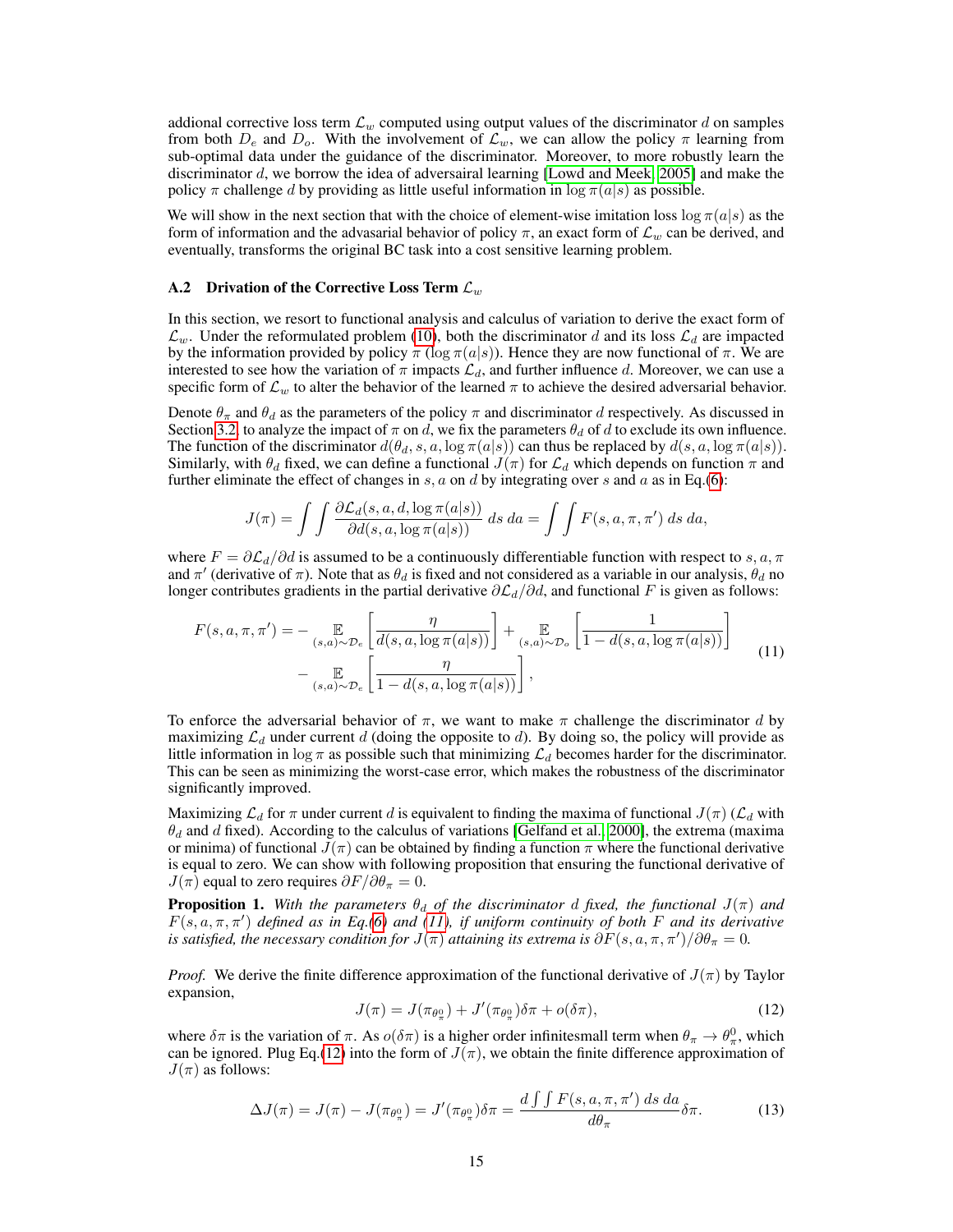addional corrective loss term $\mathcal{L}_w$ computed using output values of the discriminator $d$ on samples from both $D_e$ and $D_o$. With the involvement of $\mathcal{L}_w$, we can allow the policy $\pi$ learning from sub-optimal data under the guidance of the discriminator. Moreover, to more robustly learn the discriminator $d$, we borrow the idea of adversairal learning [Lowd and Meek, 2005] and make the policy $\pi$ challenge $d$ by providing as little useful information in $\log \pi(a|s)$ as possible.

We will show in the next section that with the choice of element-wise imitation loss $\log \pi(a|s)$ as the form of information and the advasarial behavior of policy $\pi$, an exact form of $\mathcal{L}_w$ can be derived, and eventually, transforms the original BC task into a cost sensitive learning problem.

### A.2 Drivation of the Corrective Loss Term $\mathcal{L}_w$

In this section, we resort to functional analysis and calculus of variation to derive the exact form of $\mathcal{L}_w$. Under the reformulated problem (10), both the discriminator $d$ and its loss $\mathcal{L}_d$ are impacted by the information provided by policy $\pi$ ($\log \pi(a|s)$). Hence they are now functional of $\pi$. We are interested to see how the variation of $\pi$ impacts $\mathcal{L}_d$, and further influence $d$. Moreover, we can use a specific form of $\mathcal{L}_w$ to alter the behavior of the learned $\pi$ to achieve the desired adversarial behavior.

Denote $\theta_\pi$ and $\theta_d$ as the parameters of the policy $\pi$ and discriminator $d$ respectively. As discussed in Section 3.2, to analyze the impact of $\pi$ on $d$, we fix the parameters $\theta_d$ of $d$ to exclude its own influence. The function of the discriminator $d(\theta_d, s, a, \log \pi(a|s))$ can thus be replaced by $d(s, a, \log \pi(a|s))$. Similarly, with $\theta_d$ fixed, we can define a functional $J(\pi)$ for $\mathcal{L}_d$ which depends on function $\pi$ and further eliminate the effect of changes in $s, a$ on $d$ by integrating over $s$ and $a$ as in Eq.(6):

$$J(\pi) = \int \int \frac{\partial \mathcal{L}_d(s, a, d, \log \pi(a|s))}{\partial d(s, a, \log \pi(a|s))} \, ds \, da = \int \int F(s, a, \pi, \pi') \, ds \, da,$$

where $F = \partial \mathcal{L}_d / \partial d$ is assumed to be a continuously differentiable function with respect to $s, a, \pi$ and $\pi'$ (derivative of $\pi$). Note that as $\theta_d$ is fixed and not considered as a variable in our analysis, $\theta_d$ no longer contributes gradients in the partial derivative $\partial \mathcal{L}_d / \partial d$, and functional $F$ is given as follows:

$$\begin{aligned} F(s, a, \pi, \pi') = &- \mathop{\mathbb{E}}_{(s,a)\sim\mathcal{D}_e}\left[\frac{\eta}{d(s, a, \log \pi(a|s))}\right] + \mathop{\mathbb{E}}_{(s,a)\sim\mathcal{D}_o}\left[\frac{1}{1 - d(s, a, \log \pi(a|s))}\right] \\ &- \mathop{\mathbb{E}}_{(s,a)\sim\mathcal{D}_e}\left[\frac{\eta}{1 - d(s, a, \log \pi(a|s))}\right], \end{aligned} \tag{11}$$

To enforce the adversarial behavior of $\pi$, we want to make $\pi$ challenge the discriminator $d$ by maximizing $\mathcal{L}_d$ under current $d$ (doing the opposite to $d$). By doing so, the policy will provide as little information in $\log \pi$ as possible such that minimizing $\mathcal{L}_d$ becomes harder for the discriminator. This can be seen as minimizing the worst-case error, which makes the robustness of the discriminator significantly improved.

Maximizing $\mathcal{L}_d$ for $\pi$ under current $d$ is equivalent to finding the maxima of functional $J(\pi)$ ($\mathcal{L}_d$ with $\theta_d$ and $d$ fixed). According to the calculus of variations [Gelfand et al., 2000], the extrema (maxima or minima) of functional $J(\pi)$ can be obtained by finding a function $\pi$ where the functional derivative is equal to zero. We can show with following proposition that ensuring the functional derivative of $J(\pi)$ equal to zero requires $\partial F / \partial \theta_\pi = 0$.

**Proposition 1.** *With the parameters $\theta_d$ of the discriminator $d$ fixed, the functional $J(\pi)$ and $F(s, a, \pi, \pi')$ defined as in Eq.(6) and (11), if uniform continuity of both $F$ and its derivative is satisfied, the necessary condition for $J(\pi)$ attaining its extrema is $\partial F(s, a, \pi, \pi') / \partial \theta_\pi = 0$.*

*Proof.* We derive the finite difference approximation of the functional derivative of $J(\pi)$ by Taylor expansion,

$$J(\pi) = J(\pi_{\theta_\pi^0}) + J'(\pi_{\theta_\pi^0})\delta\pi + o(\delta\pi), \tag{12}$$

where $\delta\pi$ is the variation of $\pi$. As $o(\delta\pi)$ is a higher order infinitesmall term when $\theta_\pi \to \theta_\pi^0$, which can be ignored. Plug Eq.(12) into the form of $J(\pi)$, we obtain the finite difference approximation of $J(\pi)$ as follows:

$$\Delta J(\pi) = J(\pi) - J(\pi_{\theta_\pi^0}) = J'(\pi_{\theta_\pi^0})\delta\pi = \frac{d \int \int F(s, a, \pi, \pi') \, ds \, da}{d\theta_\pi} \delta\pi. \tag{13}$$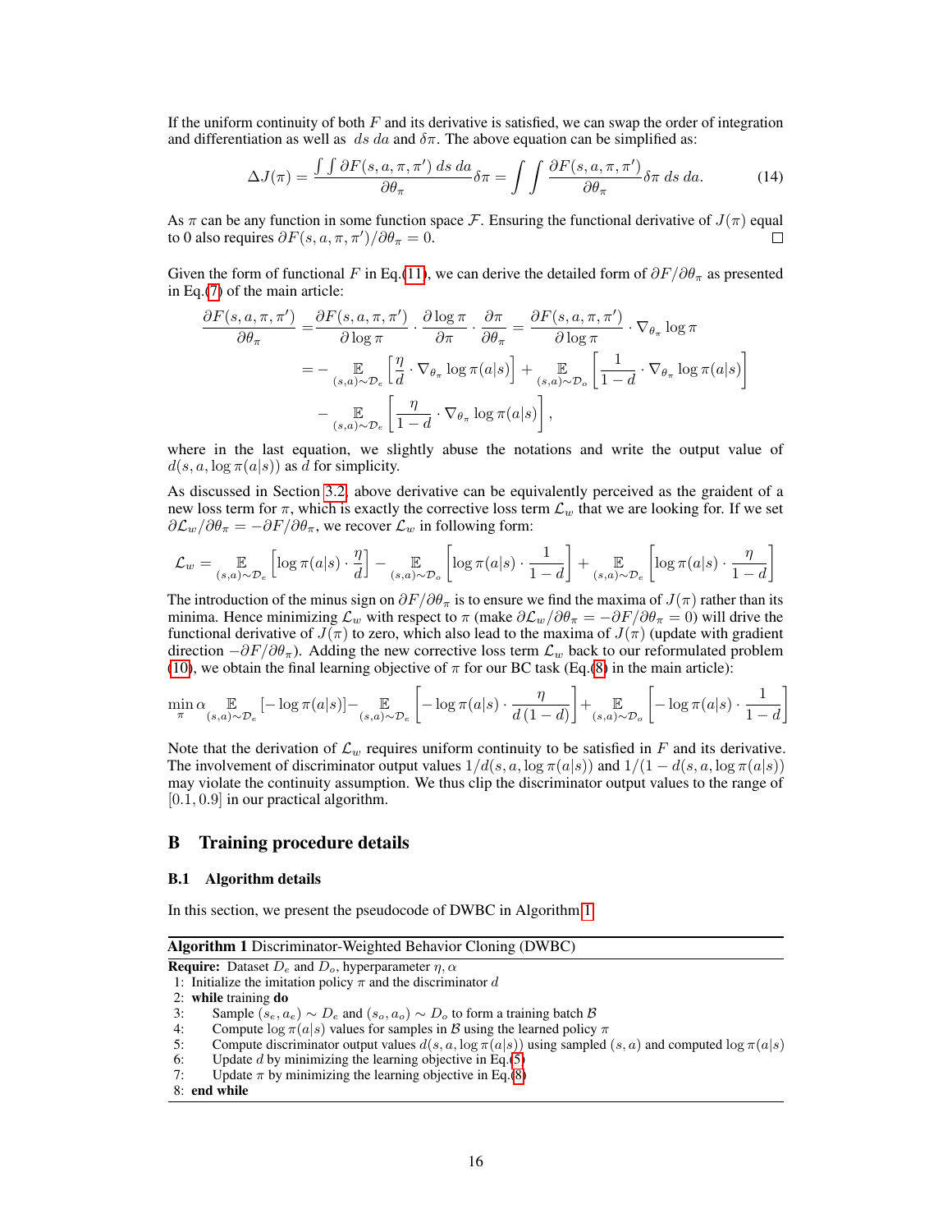If the uniform continuity of both $F$ and its derivative is satisfied, we can swap the order of integration and differentiation as well as $ds\,da$ and $\delta\pi$. The above equation can be simplified as:

$$\Delta J(\pi) = \frac{\int\int \partial F(s,a,\pi,\pi')\,ds\,da}{\partial \theta_\pi}\delta\pi = \int\int \frac{\partial F(s,a,\pi,\pi')}{\partial \theta_\pi}\delta\pi\,ds\,da. \tag{14}$$

As $\pi$ can be any function in some function space $\mathcal{F}$. Ensuring the functional derivative of $J(\pi)$ equal to 0 also requires $\partial F(s,a,\pi,\pi')/\partial\theta_\pi = 0$. □

Given the form of functional $F$ in Eq.(11), we can derive the detailed form of $\partial F/\partial \theta_\pi$ as presented in Eq.(7) of the main article:

$$\begin{aligned}
\frac{\partial F(s,a,\pi,\pi')}{\partial \theta_\pi} &= \frac{\partial F(s,a,\pi,\pi')}{\partial \log \pi}\cdot\frac{\partial \log \pi}{\partial \pi}\cdot\frac{\partial \pi}{\partial \theta_\pi} = \frac{\partial F(s,a,\pi,\pi')}{\partial \log \pi}\cdot \nabla_{\theta_\pi}\log \pi \\
&= -\mathop{\mathbb{E}}_{(s,a)\sim\mathcal{D}_e}\left[\frac{\eta}{d}\cdot\nabla_{\theta_\pi}\log\pi(a|s)\right] + \mathop{\mathbb{E}}_{(s,a)\sim\mathcal{D}_o}\left[\frac{1}{1-d}\cdot\nabla_{\theta_\pi}\log\pi(a|s)\right] \\
&\quad - \mathop{\mathbb{E}}_{(s,a)\sim\mathcal{D}_e}\left[\frac{\eta}{1-d}\cdot\nabla_{\theta_\pi}\log\pi(a|s)\right],
\end{aligned}$$

where in the last equation, we slightly abuse the notations and write the output value of $d(s,a,\log\pi(a|s))$ as $d$ for simplicity.

As discussed in Section 3.2, above derivative can be equivalently perceived as the graident of a new loss term for $\pi$, which is exactly the corrective loss term $\mathcal{L}_w$ that we are looking for. If we set $\partial\mathcal{L}_w/\partial\theta_\pi = -\partial F/\partial\theta_\pi$, we recover $\mathcal{L}_w$ in following form:

$$\mathcal{L}_w = \mathop{\mathbb{E}}_{(s,a)\sim\mathcal{D}_e}\left[\log\pi(a|s)\cdot\frac{\eta}{d}\right] - \mathop{\mathbb{E}}_{(s,a)\sim\mathcal{D}_o}\left[\log\pi(a|s)\cdot\frac{1}{1-d}\right] + \mathop{\mathbb{E}}_{(s,a)\sim\mathcal{D}_e}\left[\log\pi(a|s)\cdot\frac{\eta}{1-d}\right]$$

The introduction of the minus sign on $\partial F/\partial\theta_\pi$ is to ensure we find the maxima of $J(\pi)$ rather than its minima. Hence minimizing $\mathcal{L}_w$ with respect to $\pi$ (make $\partial\mathcal{L}_w/\partial\theta_\pi = -\partial F/\partial\theta_\pi = 0$) will drive the functional derivative of $J(\pi)$ to zero, which also lead to the maxima of $J(\pi)$ (update with gradient direction $-\partial F/\partial\theta_\pi$). Adding the new corrective loss term $\mathcal{L}_w$ back to our reformulated problem (10), we obtain the final learning objective of $\pi$ for our BC task (Eq.(8) in the main article):

$$\min_\pi \alpha \mathop{\mathbb{E}}_{(s,a)\sim\mathcal{D}_e}\left[-\log\pi(a|s)\right] - \mathop{\mathbb{E}}_{(s,a)\sim\mathcal{D}_e}\left[-\log\pi(a|s)\cdot\frac{\eta}{d\,(1-d)}\right] + \mathop{\mathbb{E}}_{(s,a)\sim\mathcal{D}_o}\left[-\log\pi(a|s)\cdot\frac{1}{1-d}\right]$$

Note that the derivation of $\mathcal{L}_w$ requires uniform continuity to be satisfied in $F$ and its derivative. The involvement of discriminator output values $1/d(s,a,\log\pi(a|s))$ and $1/(1-d(s,a,\log\pi(a|s)))$ may violate the continuity assumption. We thus clip the discriminator output values to the range of $[0.1, 0.9]$ in our practical algorithm.

# B Training procedure details

## B.1 Algorithm details

In this section, we present the pseudocode of DWBC in Algorithm 1.

**Algorithm 1** Discriminator-Weighted Behavior Cloning (DWBC)

**Require:** Dataset $D_e$ and $D_o$, hyperparameter $\eta, \alpha$

1: Initialize the imitation policy $\pi$ and the discriminator $d$
2: **while** training **do**
3: Sample $(s_e, a_e) \sim D_e$ and $(s_o, a_o) \sim D_o$ to form a training batch $\mathcal{B}$
4: Compute $\log\pi(a|s)$ values for samples in $\mathcal{B}$ using the learned policy $\pi$
5: Compute discriminator output values $d(s,a,\log\pi(a|s))$ using sampled $(s,a)$ and computed $\log\pi(a|s)$
6: Update $d$ by minimizing the learning objective in Eq.(5)
7: Update $\pi$ by minimizing the learning objective in Eq.(8)
8: **end while**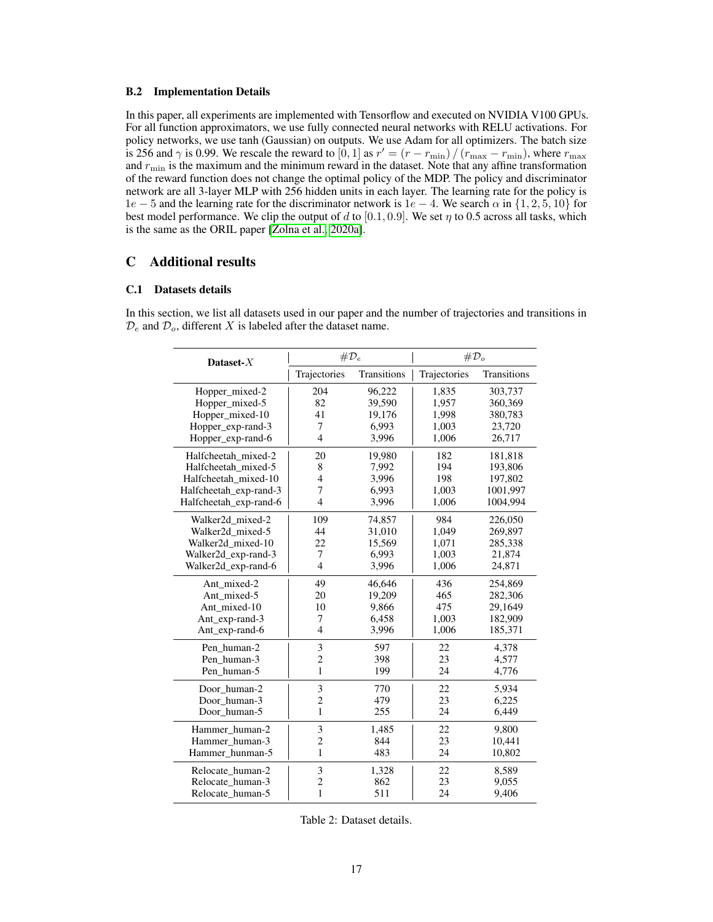### B.2 Implementation Details

In this paper, all experiments are implemented with Tensorflow and executed on NVIDIA V100 GPUs. For all function approximators, we use fully connected neural networks with RELU activations. For policy networks, we use tanh (Gaussian) on outputs. We use Adam for all optimizers. The batch size is 256 and $\gamma$ is 0.99. We rescale the reward to $[0, 1]$ as $r' = (r - r_{\min}) / (r_{\max} - r_{\min})$, where $r_{\max}$ and $r_{\min}$ is the maximum and the minimum reward in the dataset. Note that any affine transformation of the reward function does not change the optimal policy of the MDP. The policy and discriminator network are all 3-layer MLP with 256 hidden units in each layer. The learning rate for the policy is $1e-5$ and the learning rate for the discriminator network is $1e-4$. We search $\alpha$ in $\{1, 2, 5, 10\}$ for best model performance. We clip the output of $d$ to $[0.1, 0.9]$. We set $\eta$ to 0.5 across all tasks, which is the same as the ORIL paper [Zolna et al., 2020a].

## C Additional results

### C.1 Datasets details

In this section, we list all datasets used in our paper and the number of trajectories and transitions in $\mathcal{D}_e$ and $\mathcal{D}_o$, different $X$ is labeled after the dataset name.

| **Dataset-$X$** | $\#\mathcal{D}_e$ | | $\#\mathcal{D}_o$ | |
|---|---|---|---|---|
| | Trajectories | Transitions | Trajectories | Transitions |
| Hopper_mixed-2 | 204 | 96,222 | 1,835 | 303,737 |
| Hopper_mixed-5 | 82 | 39,590 | 1,957 | 360,369 |
| Hopper_mixed-10 | 41 | 19,176 | 1,998 | 380,783 |
| Hopper_exp-rand-3 | 7 | 6,993 | 1,003 | 23,720 |
| Hopper_exp-rand-6 | 4 | 3,996 | 1,006 | 26,717 |
| Halfcheetah_mixed-2 | 20 | 19,980 | 182 | 181,818 |
| Halfcheetah_mixed-5 | 8 | 7,992 | 194 | 193,806 |
| Halfcheetah_mixed-10 | 4 | 3,996 | 198 | 197,802 |
| Halfcheetah_exp-rand-3 | 7 | 6,993 | 1,003 | 1001,997 |
| Halfcheetah_exp-rand-6 | 4 | 3,996 | 1,006 | 1004,994 |
| Walker2d_mixed-2 | 109 | 74,857 | 984 | 226,050 |
| Walker2d_mixed-5 | 44 | 31,010 | 1,049 | 269,897 |
| Walker2d_mixed-10 | 22 | 15,569 | 1,071 | 285,338 |
| Walker2d_exp-rand-3 | 7 | 6,993 | 1,003 | 21,874 |
| Walker2d_exp-rand-6 | 4 | 3,996 | 1,006 | 24,871 |
| Ant_mixed-2 | 49 | 46,646 | 436 | 254,869 |
| Ant_mixed-5 | 20 | 19,209 | 465 | 282,306 |
| Ant_mixed-10 | 10 | 9,866 | 475 | 29,1649 |
| Ant_exp-rand-3 | 7 | 6,458 | 1,003 | 182,909 |
| Ant_exp-rand-6 | 4 | 3,996 | 1,006 | 185,371 |
| Pen_human-2 | 3 | 597 | 22 | 4,378 |
| Pen_human-3 | 2 | 398 | 23 | 4,577 |
| Pen_human-5 | 1 | 199 | 24 | 4,776 |
| Door_human-2 | 3 | 770 | 22 | 5,934 |
| Door_human-3 | 2 | 479 | 23 | 6,225 |
| Door_human-5 | 1 | 255 | 24 | 6,449 |
| Hammer_human-2 | 3 | 1,485 | 22 | 9,800 |
| Hammer_human-3 | 2 | 844 | 23 | 10,441 |
| Hammer_hunman-5 | 1 | 483 | 24 | 10,802 |
| Relocate_human-2 | 3 | 1,328 | 22 | 8,589 |
| Relocate_human-3 | 2 | 862 | 23 | 9,055 |
| Relocate_human-5 | 1 | 511 | 24 | 9,406 |

Table 2: Dataset details.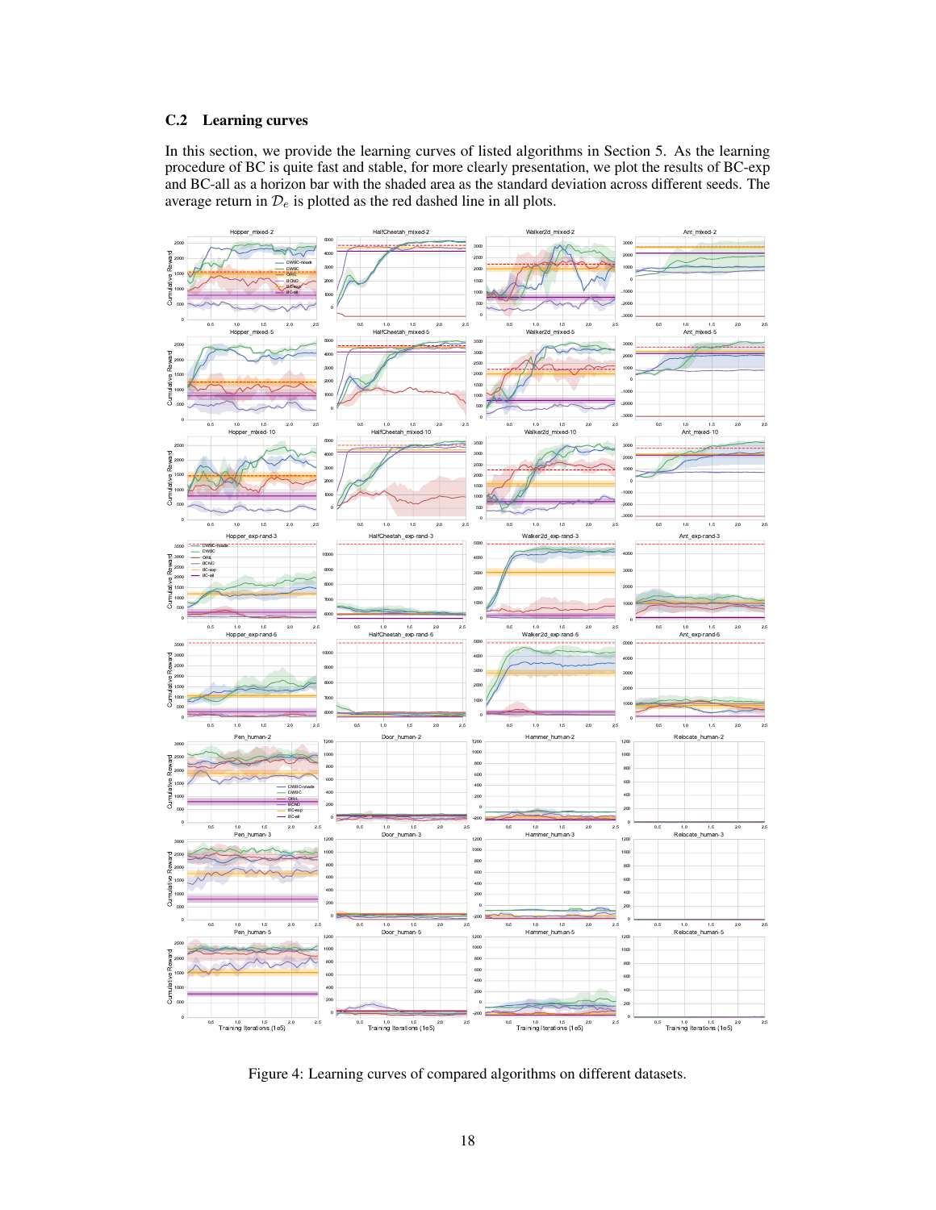### C.2 Learning curves

In this section, we provide the learning curves of listed algorithms in Section 5. As the learning procedure of BC is quite fast and stable, for more clearly presentation, we plot the results of BC-exp and BC-all as a horizon bar with the shaded area as the standard deviation across different seeds. The average return in $\mathcal{D}_e$ is plotted as the red dashed line in all plots.

Hopper_mixed-2
HalfCheetah_mixed-2
Walker2d_mixed-2
Ant_mixed-2
Hopper_mixed-5
HalfCheetah_mixed-5
Walker2d_mixed-5
Ant_mixed-5
Hopper_mixed-10
HalfCheetah_mixed-10
Walker2d_mixed-10
Ant_mixed-10
Hopper_exp-rand-3
HalfCheetah_exp-rand-3
Walker2d_exp-rand-3
Ant_exp-rand-3
Hopper_exp-rand-6
HalfCheetah_exp-rand-6
Walker2d_exp-rand-6
Ant_exp-rand-6
Pen_human-2
Door_human-2
Hammer_human-2
Relocate_human-2
Pen_human-3
Door_human-3
Hammer_human-3
Relocate_human-3
Pen_human-5
Door_human-5
Hammer_human-5
Relocate_human-5

DWBC-noads
DWBC
ORIL
BCND
BC-exp
BC-all

Cumulative Reward
Training Iterations (1e5)

Figure 4: Learning curves of compared algorithms on different datasets.